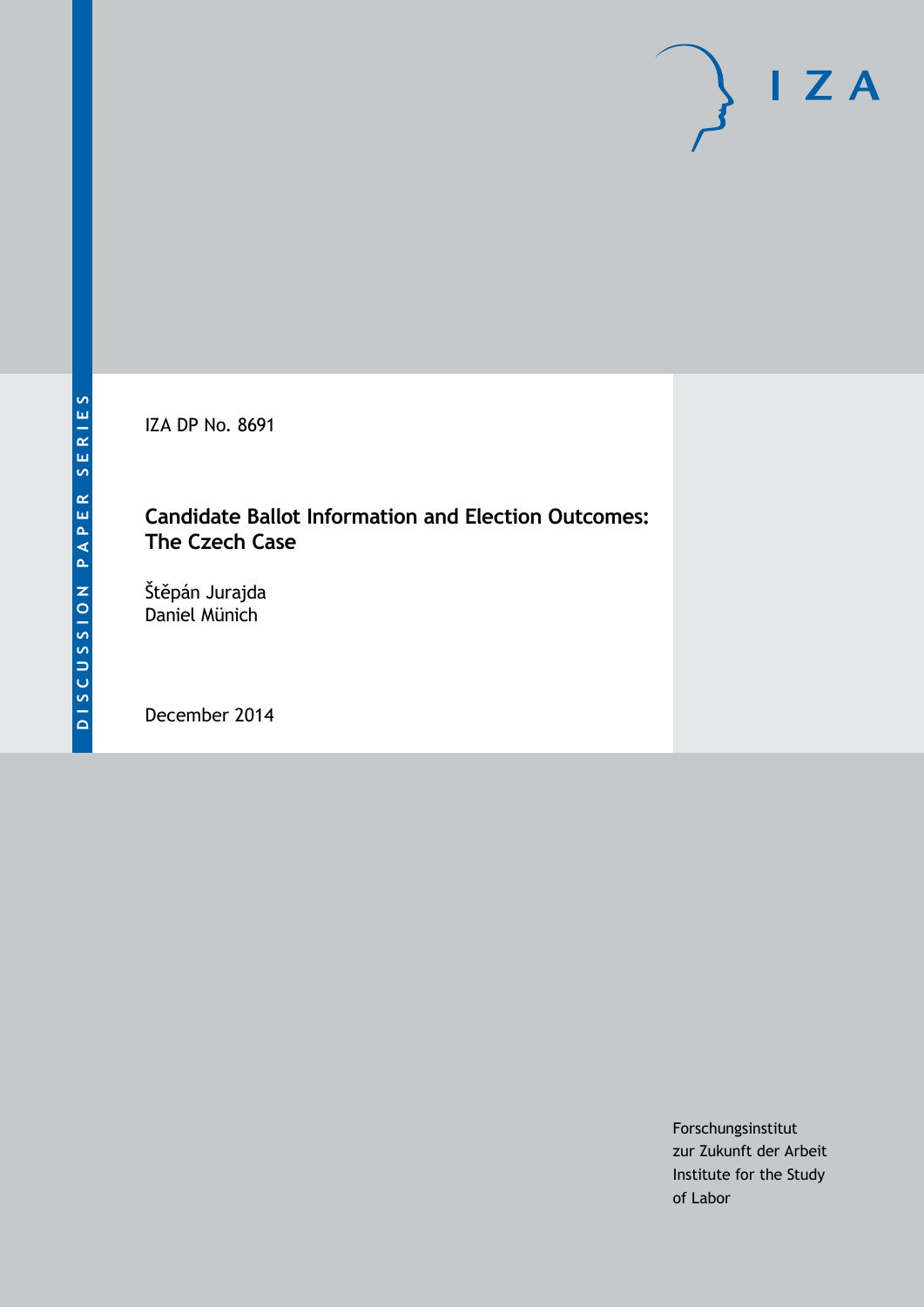DISCUSSION PAPER SERIES

IZA

IZA DP No. 8691

# Candidate Ballot Information and Election Outcomes: The Czech Case

Štěpán Jurajda
Daniel Münich

December 2014

Forschungsinstitut
zur Zukunft der Arbeit
Institute for the Study
of Labor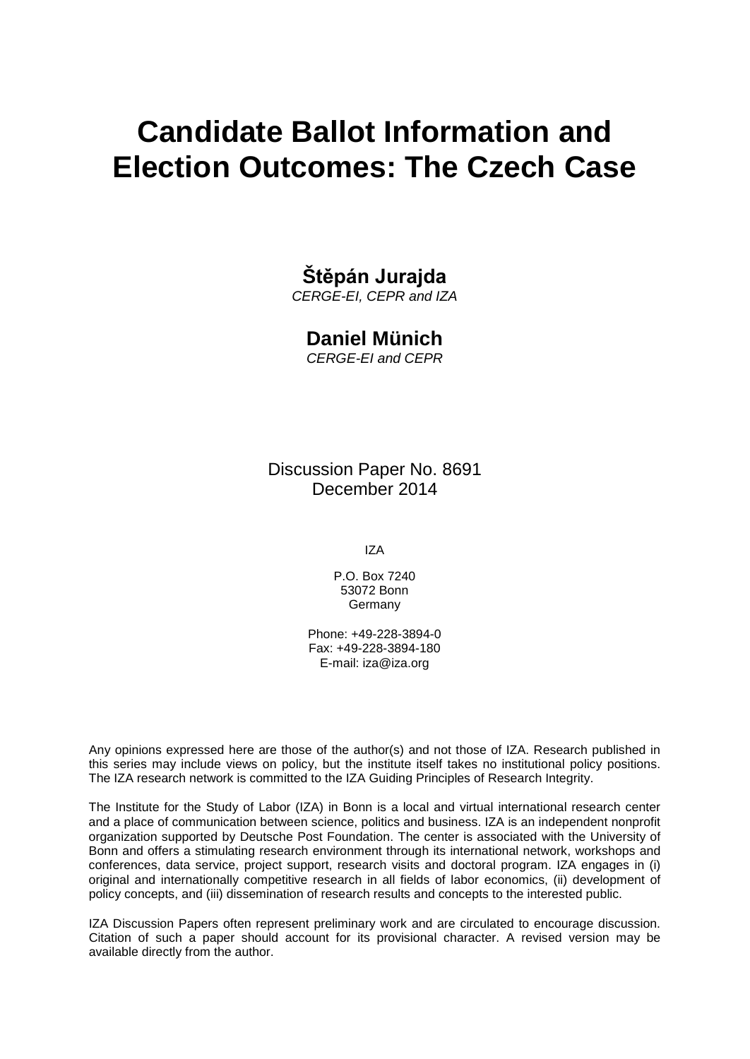# Candidate Ballot Information and Election Outcomes: The Czech Case

**Štěpán Jurajda**
*CERGE-EI, CEPR and IZA*

**Daniel Münich**
*CERGE-EI and CEPR*

Discussion Paper No. 8691
December 2014

IZA

P.O. Box 7240
53072 Bonn
Germany

Phone: +49-228-3894-0
Fax: +49-228-3894-180
E-mail: iza@iza.org

Any opinions expressed here are those of the author(s) and not those of IZA. Research published in this series may include views on policy, but the institute itself takes no institutional policy positions. The IZA research network is committed to the IZA Guiding Principles of Research Integrity.

The Institute for the Study of Labor (IZA) in Bonn is a local and virtual international research center and a place of communication between science, politics and business. IZA is an independent nonprofit organization supported by Deutsche Post Foundation. The center is associated with the University of Bonn and offers a stimulating research environment through its international network, workshops and conferences, data service, project support, research visits and doctoral program. IZA engages in (i) original and internationally competitive research in all fields of labor economics, (ii) development of policy concepts, and (iii) dissemination of research results and concepts to the interested public.

IZA Discussion Papers often represent preliminary work and are circulated to encourage discussion. Citation of such a paper should account for its provisional character. A revised version may be available directly from the author.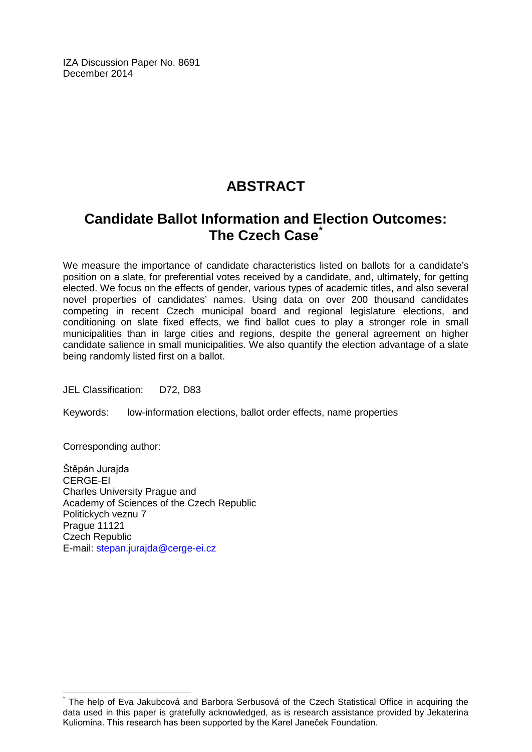IZA Discussion Paper No. 8691
December 2014

# ABSTRACT

## Candidate Ballot Information and Election Outcomes: The Czech Case*

We measure the importance of candidate characteristics listed on ballots for a candidate's position on a slate, for preferential votes received by a candidate, and, ultimately, for getting elected. We focus on the effects of gender, various types of academic titles, and also several novel properties of candidates' names. Using data on over 200 thousand candidates competing in recent Czech municipal board and regional legislature elections, and conditioning on slate fixed effects, we find ballot cues to play a stronger role in small municipalities than in large cities and regions, despite the general agreement on higher candidate salience in small municipalities. We also quantify the election advantage of a slate being randomly listed first on a ballot.

JEL Classification: D72, D83

Keywords: low-information elections, ballot order effects, name properties

Corresponding author:

Štěpán Jurajda
CERGE-EI
Charles University Prague and
Academy of Sciences of the Czech Republic
Politickych veznu 7
Prague 11121
Czech Republic
E-mail: stepan.jurajda@cerge-ei.cz

---

* The help of Eva Jakubcová and Barbora Serbusová of the Czech Statistical Office in acquiring the data used in this paper is gratefully acknowledged, as is research assistance provided by Jekaterina Kuliomina. This research has been supported by the Karel Janeček Foundation.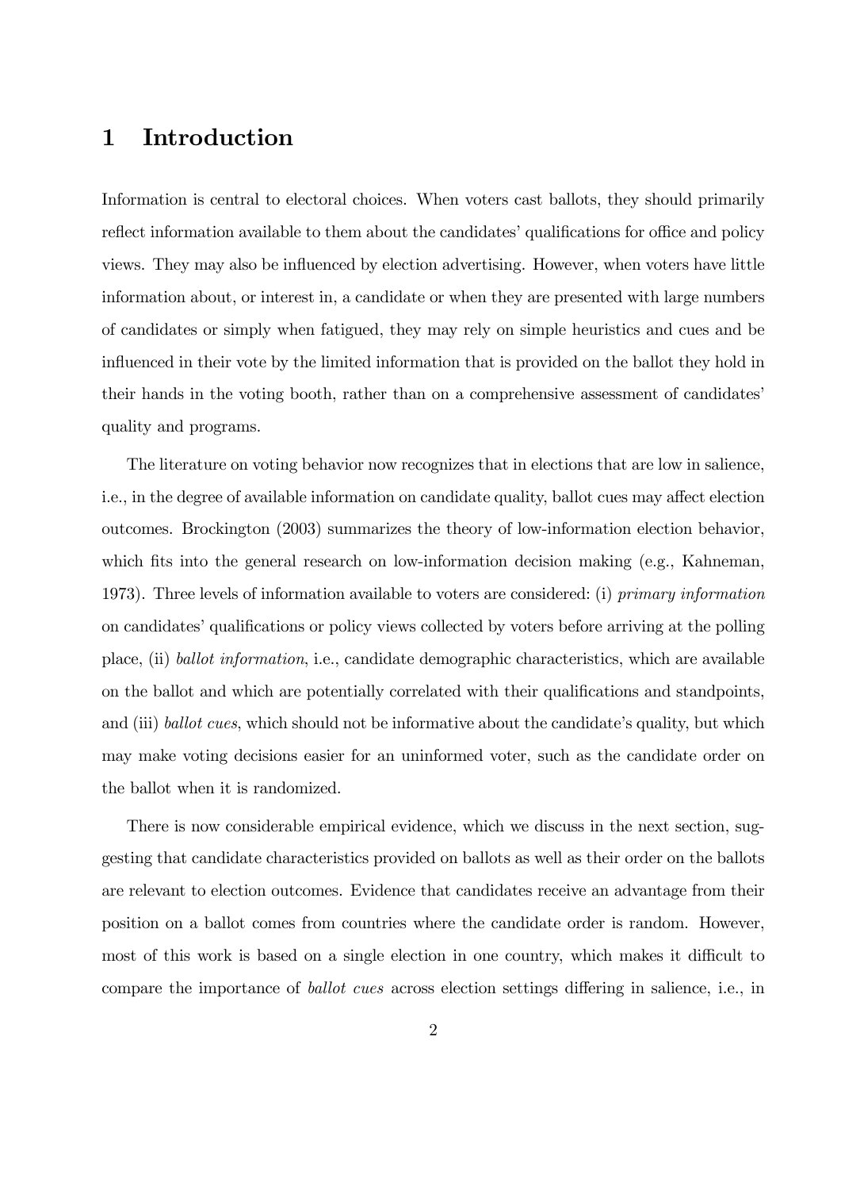# 1 Introduction

Information is central to electoral choices. When voters cast ballots, they should primarily reflect information available to them about the candidates' qualifications for office and policy views. They may also be influenced by election advertising. However, when voters have little information about, or interest in, a candidate or when they are presented with large numbers of candidates or simply when fatigued, they may rely on simple heuristics and cues and be influenced in their vote by the limited information that is provided on the ballot they hold in their hands in the voting booth, rather than on a comprehensive assessment of candidates' quality and programs.

The literature on voting behavior now recognizes that in elections that are low in salience, i.e., in the degree of available information on candidate quality, ballot cues may affect election outcomes. Brockington (2003) summarizes the theory of low-information election behavior, which fits into the general research on low-information decision making (e.g., Kahneman, 1973). Three levels of information available to voters are considered: (i) *primary information* on candidates' qualifications or policy views collected by voters before arriving at the polling place, (ii) *ballot information*, i.e., candidate demographic characteristics, which are available on the ballot and which are potentially correlated with their qualifications and standpoints, and (iii) *ballot cues*, which should not be informative about the candidate's quality, but which may make voting decisions easier for an uninformed voter, such as the candidate order on the ballot when it is randomized.

There is now considerable empirical evidence, which we discuss in the next section, suggesting that candidate characteristics provided on ballots as well as their order on the ballots are relevant to election outcomes. Evidence that candidates receive an advantage from their position on a ballot comes from countries where the candidate order is random. However, most of this work is based on a single election in one country, which makes it difficult to compare the importance of *ballot cues* across election settings differing in salience, i.e., in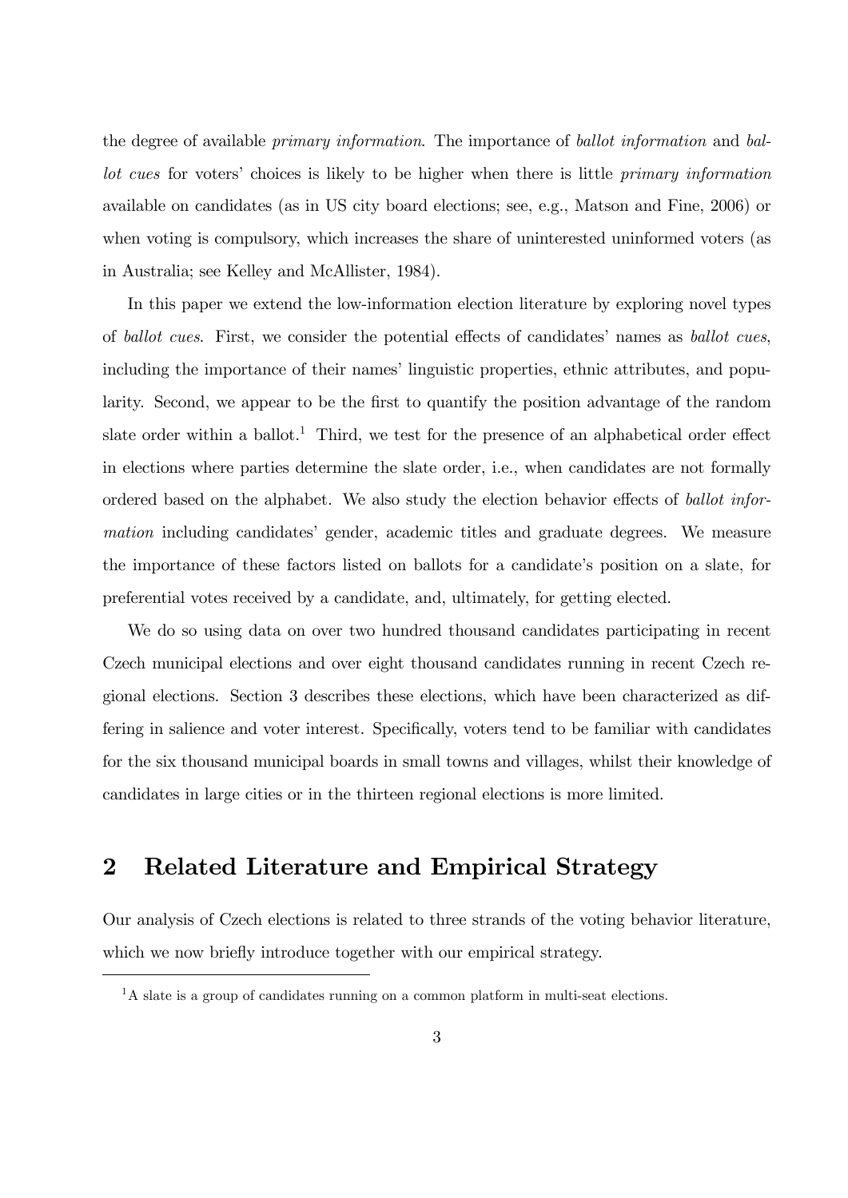the degree of available *primary information*. The importance of *ballot information* and *ballot cues* for voters' choices is likely to be higher when there is little *primary information* available on candidates (as in US city board elections; see, e.g., Matson and Fine, 2006) or when voting is compulsory, which increases the share of uninterested uninformed voters (as in Australia; see Kelley and McAllister, 1984).

In this paper we extend the low-information election literature by exploring novel types of *ballot cues*. First, we consider the potential effects of candidates' names as *ballot cues*, including the importance of their names' linguistic properties, ethnic attributes, and popularity. Second, we appear to be the first to quantify the position advantage of the random slate order within a ballot.[1] Third, we test for the presence of an alphabetical order effect in elections where parties determine the slate order, i.e., when candidates are not formally ordered based on the alphabet. We also study the election behavior effects of *ballot information* including candidates' gender, academic titles and graduate degrees. We measure the importance of these factors listed on ballots for a candidate's position on a slate, for preferential votes received by a candidate, and, ultimately, for getting elected.

We do so using data on over two hundred thousand candidates participating in recent Czech municipal elections and over eight thousand candidates running in recent Czech regional elections. Section 3 describes these elections, which have been characterized as differing in salience and voter interest. Specifically, voters tend to be familiar with candidates for the six thousand municipal boards in small towns and villages, whilst their knowledge of candidates in large cities or in the thirteen regional elections is more limited.

## 2 Related Literature and Empirical Strategy

Our analysis of Czech elections is related to three strands of the voting behavior literature, which we now briefly introduce together with our empirical strategy.

[1] A slate is a group of candidates running on a common platform in multi-seat elections.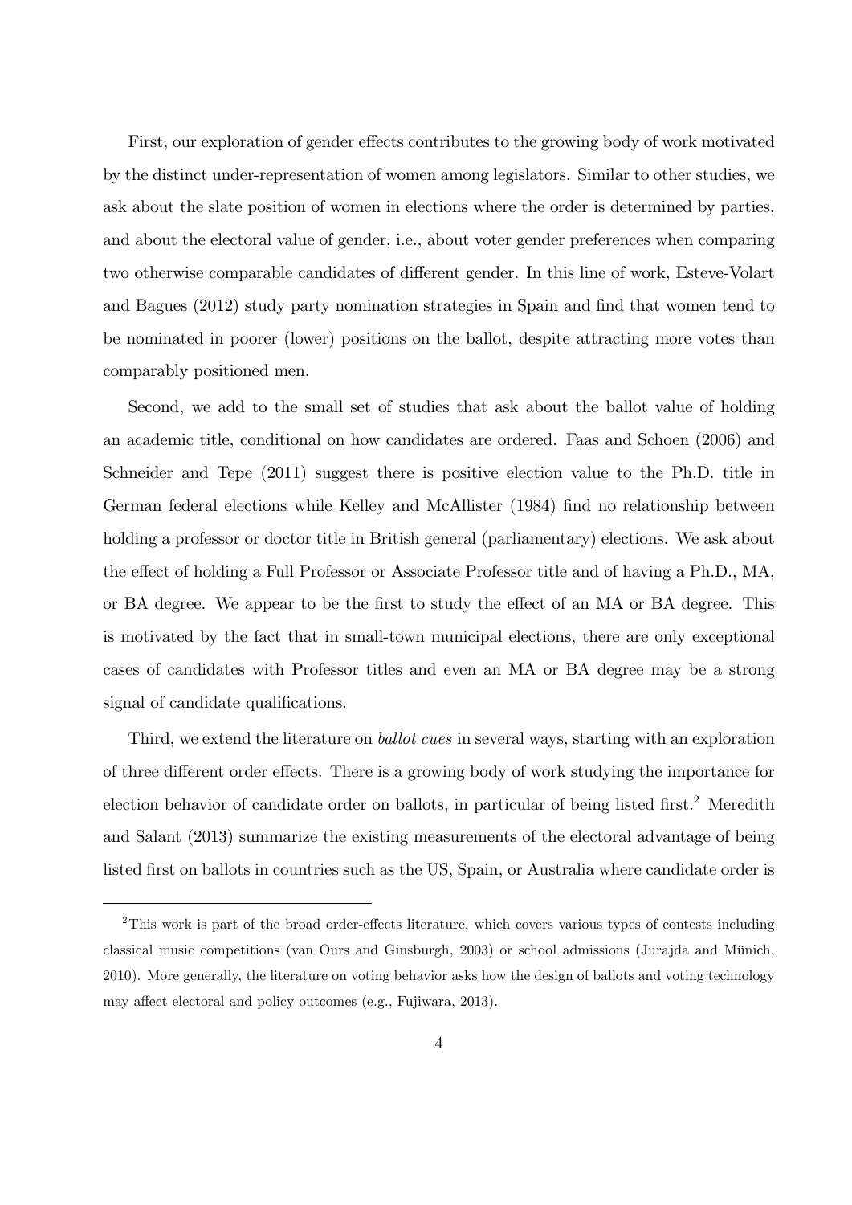First, our exploration of gender effects contributes to the growing body of work motivated by the distinct under-representation of women among legislators. Similar to other studies, we ask about the slate position of women in elections where the order is determined by parties, and about the electoral value of gender, i.e., about voter gender preferences when comparing two otherwise comparable candidates of different gender. In this line of work, Esteve-Volart and Bagues (2012) study party nomination strategies in Spain and find that women tend to be nominated in poorer (lower) positions on the ballot, despite attracting more votes than comparably positioned men.

Second, we add to the small set of studies that ask about the ballot value of holding an academic title, conditional on how candidates are ordered. Faas and Schoen (2006) and Schneider and Tepe (2011) suggest there is positive election value to the Ph.D. title in German federal elections while Kelley and McAllister (1984) find no relationship between holding a professor or doctor title in British general (parliamentary) elections. We ask about the effect of holding a Full Professor or Associate Professor title and of having a Ph.D., MA, or BA degree. We appear to be the first to study the effect of an MA or BA degree. This is motivated by the fact that in small-town municipal elections, there are only exceptional cases of candidates with Professor titles and even an MA or BA degree may be a strong signal of candidate qualifications.

Third, we extend the literature on *ballot cues* in several ways, starting with an exploration of three different order effects. There is a growing body of work studying the importance for election behavior of candidate order on ballots, in particular of being listed first.[2] Meredith and Salant (2013) summarize the existing measurements of the electoral advantage of being listed first on ballots in countries such as the US, Spain, or Australia where candidate order is

[2]This work is part of the broad order-effects literature, which covers various types of contests including classical music competitions (van Ours and Ginsburgh, 2003) or school admissions (Jurajda and Münich, 2010). More generally, the literature on voting behavior asks how the design of ballots and voting technology may affect electoral and policy outcomes (e.g., Fujiwara, 2013).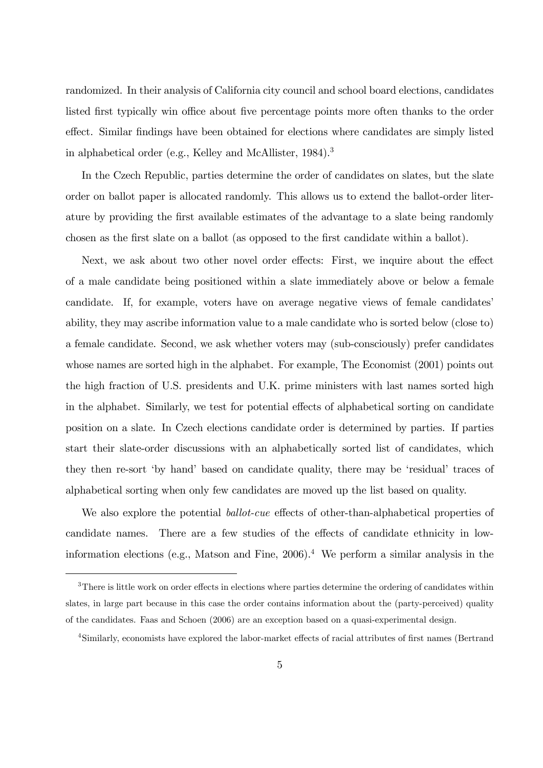randomized. In their analysis of California city council and school board elections, candidates listed first typically win office about five percentage points more often thanks to the order effect. Similar findings have been obtained for elections where candidates are simply listed in alphabetical order (e.g., Kelley and McAllister, 1984).[3]

In the Czech Republic, parties determine the order of candidates on slates, but the slate order on ballot paper is allocated randomly. This allows us to extend the ballot-order literature by providing the first available estimates of the advantage to a slate being randomly chosen as the first slate on a ballot (as opposed to the first candidate within a ballot).

Next, we ask about two other novel order effects: First, we inquire about the effect of a male candidate being positioned within a slate immediately above or below a female candidate. If, for example, voters have on average negative views of female candidates' ability, they may ascribe information value to a male candidate who is sorted below (close to) a female candidate. Second, we ask whether voters may (sub-consciously) prefer candidates whose names are sorted high in the alphabet. For example, The Economist (2001) points out the high fraction of U.S. presidents and U.K. prime ministers with last names sorted high in the alphabet. Similarly, we test for potential effects of alphabetical sorting on candidate position on a slate. In Czech elections candidate order is determined by parties. If parties start their slate-order discussions with an alphabetically sorted list of candidates, which they then re-sort 'by hand' based on candidate quality, there may be 'residual' traces of alphabetical sorting when only few candidates are moved up the list based on quality.

We also explore the potential *ballot-cue* effects of other-than-alphabetical properties of candidate names. There are a few studies of the effects of candidate ethnicity in low-information elections (e.g., Matson and Fine, 2006).[4] We perform a similar analysis in the

[3]There is little work on order effects in elections where parties determine the ordering of candidates within slates, in large part because in this case the order contains information about the (party-perceived) quality of the candidates. Faas and Schoen (2006) are an exception based on a quasi-experimental design.

[4]Similarly, economists have explored the labor-market effects of racial attributes of first names (Bertrand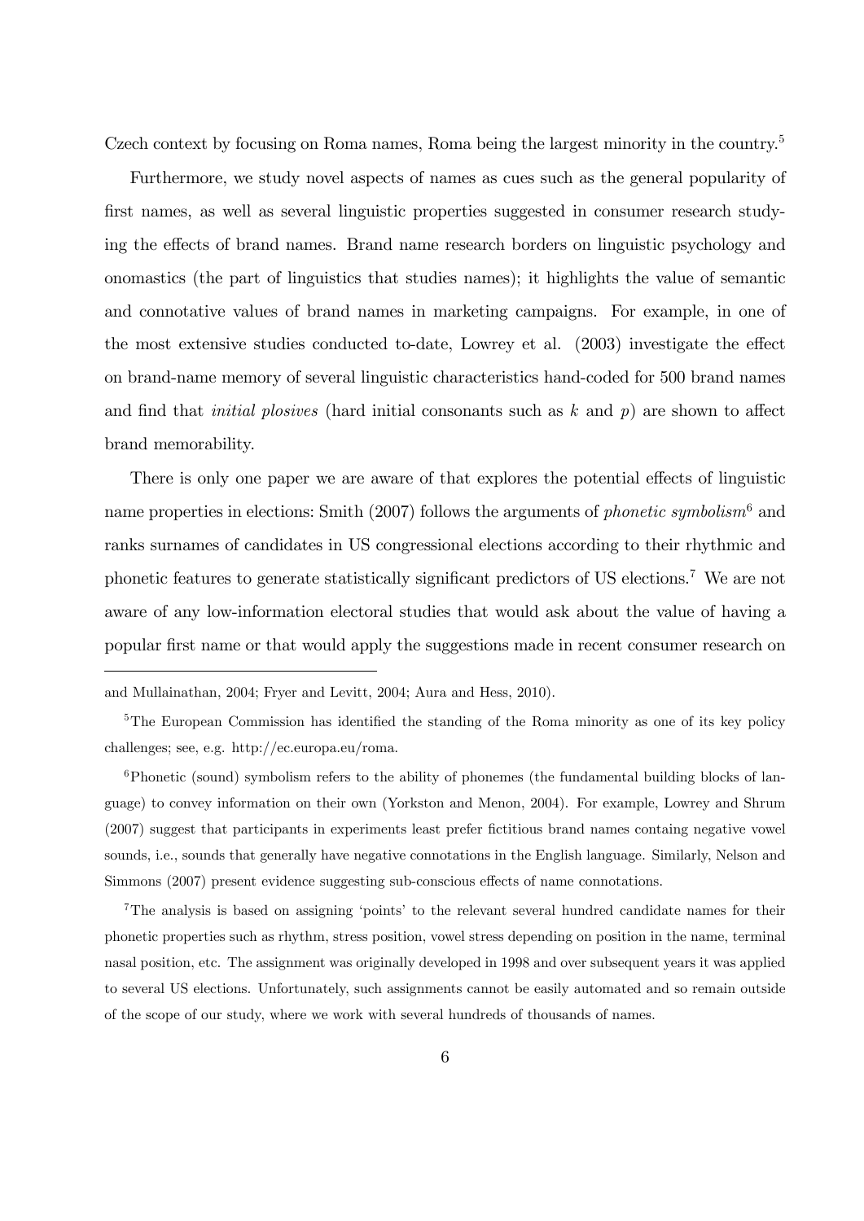Czech context by focusing on Roma names, Roma being the largest minority in the country.[5]

Furthermore, we study novel aspects of names as cues such as the general popularity of first names, as well as several linguistic properties suggested in consumer research studying the effects of brand names. Brand name research borders on linguistic psychology and onomastics (the part of linguistics that studies names); it highlights the value of semantic and connotative values of brand names in marketing campaigns. For example, in one of the most extensive studies conducted to-date, Lowrey et al. (2003) investigate the effect on brand-name memory of several linguistic characteristics hand-coded for 500 brand names and find that *initial plosives* (hard initial consonants such as *k* and *p*) are shown to affect brand memorability.

There is only one paper we are aware of that explores the potential effects of linguistic name properties in elections: Smith (2007) follows the arguments of *phonetic symbolism*[6] and ranks surnames of candidates in US congressional elections according to their rhythmic and phonetic features to generate statistically significant predictors of US elections.[7] We are not aware of any low-information electoral studies that would ask about the value of having a popular first name or that would apply the suggestions made in recent consumer research on

---

and Mullainathan, 2004; Fryer and Levitt, 2004; Aura and Hess, 2010).

[5] The European Commission has identified the standing of the Roma minority as one of its key policy challenges; see, e.g. http://ec.europa.eu/roma.

[6] Phonetic (sound) symbolism refers to the ability of phonemes (the fundamental building blocks of language) to convey information on their own (Yorkston and Menon, 2004). For example, Lowrey and Shrum (2007) suggest that participants in experiments least prefer fictitious brand names containg negative vowel sounds, i.e., sounds that generally have negative connotations in the English language. Similarly, Nelson and Simmons (2007) present evidence suggesting sub-conscious effects of name connotations.

[7] The analysis is based on assigning 'points' to the relevant several hundred candidate names for their phonetic properties such as rhythm, stress position, vowel stress depending on position in the name, terminal nasal position, etc. The assignment was originally developed in 1998 and over subsequent years it was applied to several US elections. Unfortunately, such assignments cannot be easily automated and so remain outside of the scope of our study, where we work with several hundreds of thousands of names.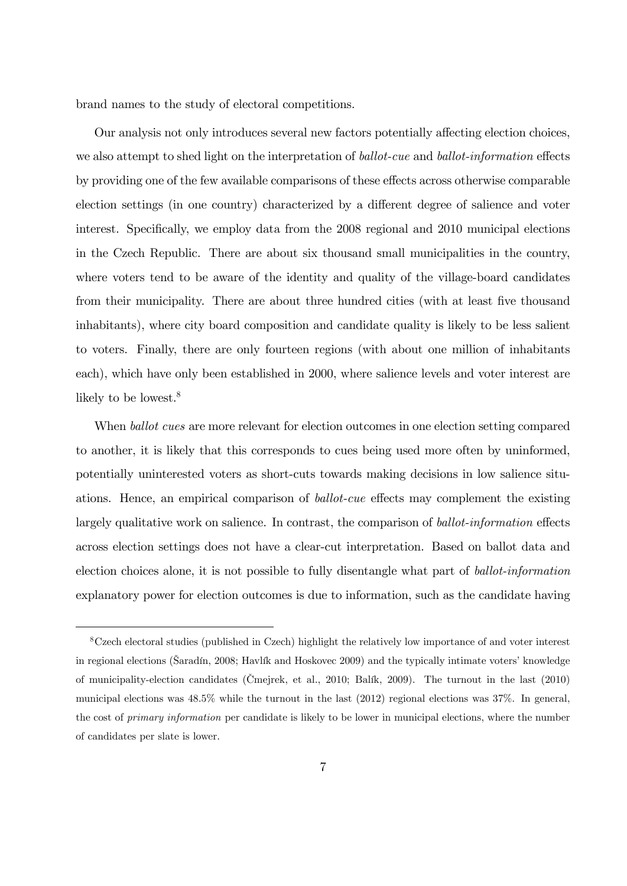brand names to the study of electoral competitions.

Our analysis not only introduces several new factors potentially affecting election choices, we also attempt to shed light on the interpretation of *ballot-cue* and *ballot-information* effects by providing one of the few available comparisons of these effects across otherwise comparable election settings (in one country) characterized by a different degree of salience and voter interest. Specifically, we employ data from the 2008 regional and 2010 municipal elections in the Czech Republic. There are about six thousand small municipalities in the country, where voters tend to be aware of the identity and quality of the village-board candidates from their municipality. There are about three hundred cities (with at least five thousand inhabitants), where city board composition and candidate quality is likely to be less salient to voters. Finally, there are only fourteen regions (with about one million of inhabitants each), which have only been established in 2000, where salience levels and voter interest are likely to be lowest.[8]

When *ballot cues* are more relevant for election outcomes in one election setting compared to another, it is likely that this corresponds to cues being used more often by uninformed, potentially uninterested voters as short-cuts towards making decisions in low salience situations. Hence, an empirical comparison of *ballot-cue* effects may complement the existing largely qualitative work on salience. In contrast, the comparison of *ballot-information* effects across election settings does not have a clear-cut interpretation. Based on ballot data and election choices alone, it is not possible to fully disentangle what part of *ballot-information* explanatory power for election outcomes is due to information, such as the candidate having

---

[8] Czech electoral studies (published in Czech) highlight the relatively low importance of and voter interest in regional elections (Šaradín, 2008; Havlík and Hoskovec 2009) and the typically intimate voters' knowledge of municipality-election candidates (Čmejrek, et al., 2010; Balík, 2009). The turnout in the last (2010) municipal elections was 48.5% while the turnout in the last (2012) regional elections was 37%. In general, the cost of *primary information* per candidate is likely to be lower in municipal elections, where the number of candidates per slate is lower.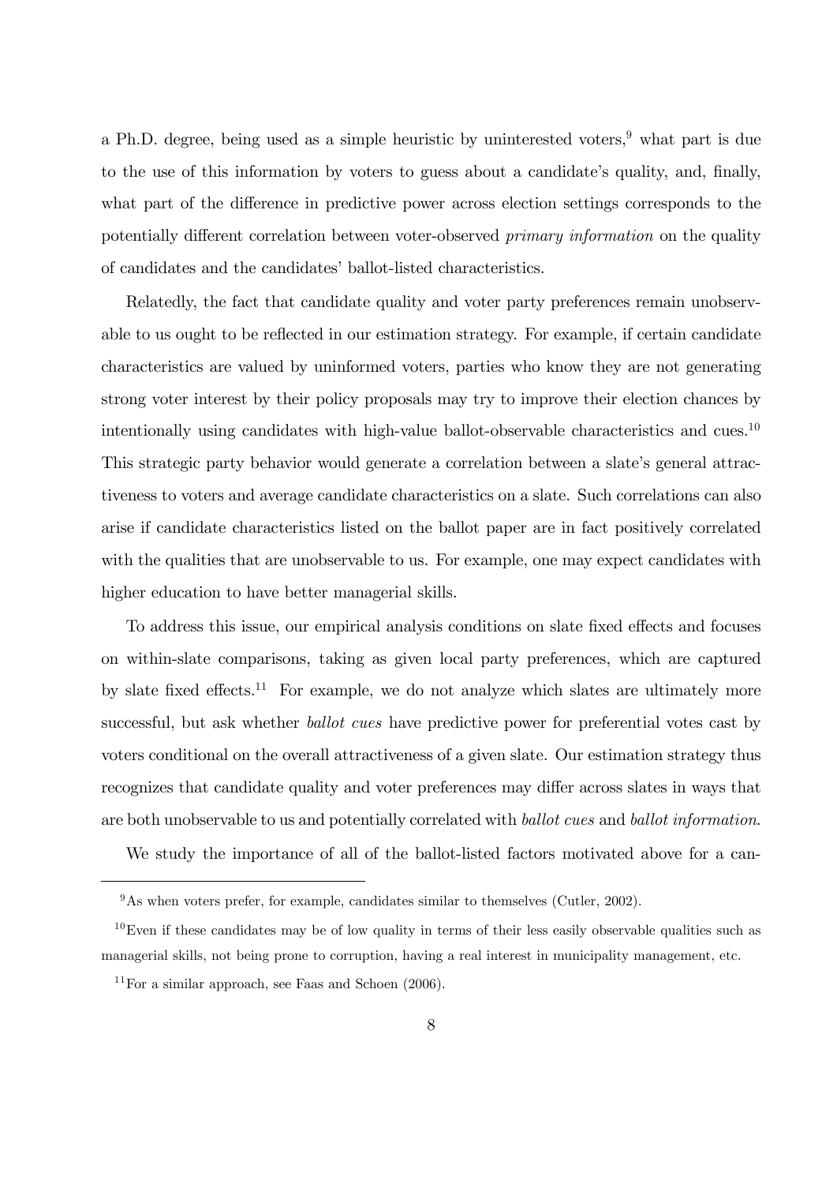a Ph.D. degree, being used as a simple heuristic by uninterested voters,[9] what part is due to the use of this information by voters to guess about a candidate's quality, and, finally, what part of the difference in predictive power across election settings corresponds to the potentially different correlation between voter-observed *primary information* on the quality of candidates and the candidates' ballot-listed characteristics.

Relatedly, the fact that candidate quality and voter party preferences remain unobservable to us ought to be reflected in our estimation strategy. For example, if certain candidate characteristics are valued by uninformed voters, parties who know they are not generating strong voter interest by their policy proposals may try to improve their election chances by intentionally using candidates with high-value ballot-observable characteristics and cues.[10] This strategic party behavior would generate a correlation between a slate's general attractiveness to voters and average candidate characteristics on a slate. Such correlations can also arise if candidate characteristics listed on the ballot paper are in fact positively correlated with the qualities that are unobservable to us. For example, one may expect candidates with higher education to have better managerial skills.

To address this issue, our empirical analysis conditions on slate fixed effects and focuses on within-slate comparisons, taking as given local party preferences, which are captured by slate fixed effects.[11] For example, we do not analyze which slates are ultimately more successful, but ask whether *ballot cues* have predictive power for preferential votes cast by voters conditional on the overall attractiveness of a given slate. Our estimation strategy thus recognizes that candidate quality and voter preferences may differ across slates in ways that are both unobservable to us and potentially correlated with *ballot cues* and *ballot information*.

We study the importance of all of the ballot-listed factors motivated above for a can-

[9] As when voters prefer, for example, candidates similar to themselves (Cutler, 2002).

[10] Even if these candidates may be of low quality in terms of their less easily observable qualities such as managerial skills, not being prone to corruption, having a real interest in municipality management, etc.

[11] For a similar approach, see Faas and Schoen (2006).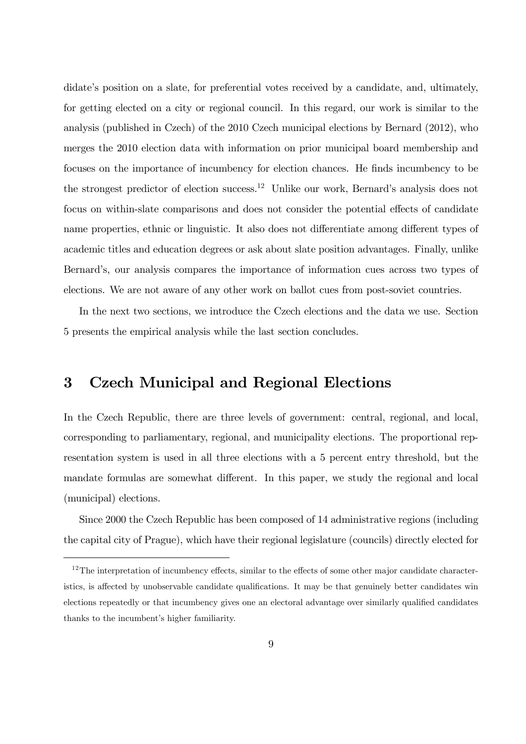didate's position on a slate, for preferential votes received by a candidate, and, ultimately, for getting elected on a city or regional council. In this regard, our work is similar to the analysis (published in Czech) of the 2010 Czech municipal elections by Bernard (2012), who merges the 2010 election data with information on prior municipal board membership and focuses on the importance of incumbency for election chances. He finds incumbency to be the strongest predictor of election success.[12] Unlike our work, Bernard's analysis does not focus on within-slate comparisons and does not consider the potential effects of candidate name properties, ethnic or linguistic. It also does not differentiate among different types of academic titles and education degrees or ask about slate position advantages. Finally, unlike Bernard's, our analysis compares the importance of information cues across two types of elections. We are not aware of any other work on ballot cues from post-soviet countries.

In the next two sections, we introduce the Czech elections and the data we use. Section 5 presents the empirical analysis while the last section concludes.

# 3 Czech Municipal and Regional Elections

In the Czech Republic, there are three levels of government: central, regional, and local, corresponding to parliamentary, regional, and municipality elections. The proportional representation system is used in all three elections with a 5 percent entry threshold, but the mandate formulas are somewhat different. In this paper, we study the regional and local (municipal) elections.

Since 2000 the Czech Republic has been composed of 14 administrative regions (including the capital city of Prague), which have their regional legislature (councils) directly elected for

[12] The interpretation of incumbency effects, similar to the effects of some other major candidate characteristics, is affected by unobservable candidate qualifications. It may be that genuinely better candidates win elections repeatedly or that incumbency gives one an electoral advantage over similarly qualified candidates thanks to the incumbent's higher familiarity.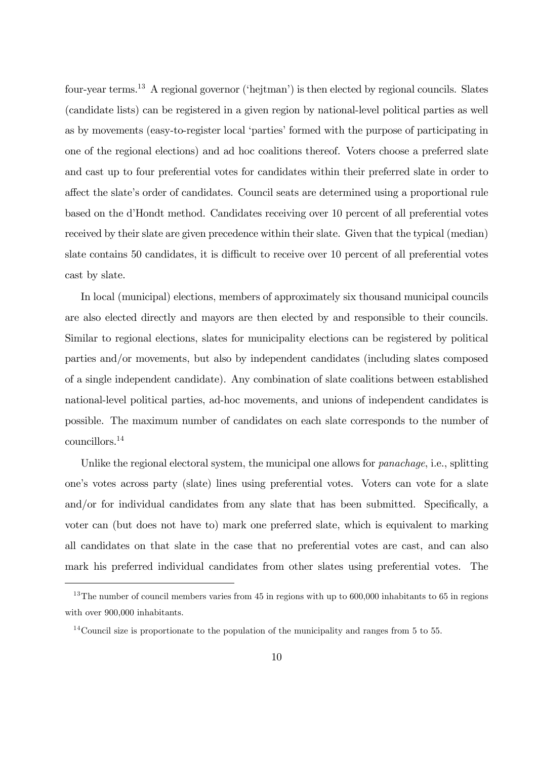four-year terms.[13] A regional governor ('hejtman') is then elected by regional councils. Slates (candidate lists) can be registered in a given region by national-level political parties as well as by movements (easy-to-register local 'parties' formed with the purpose of participating in one of the regional elections) and ad hoc coalitions thereof. Voters choose a preferred slate and cast up to four preferential votes for candidates within their preferred slate in order to affect the slate's order of candidates. Council seats are determined using a proportional rule based on the d'Hondt method. Candidates receiving over 10 percent of all preferential votes received by their slate are given precedence within their slate. Given that the typical (median) slate contains 50 candidates, it is difficult to receive over 10 percent of all preferential votes cast by slate.

In local (municipal) elections, members of approximately six thousand municipal councils are also elected directly and mayors are then elected by and responsible to their councils. Similar to regional elections, slates for municipality elections can be registered by political parties and/or movements, but also by independent candidates (including slates composed of a single independent candidate). Any combination of slate coalitions between established national-level political parties, ad-hoc movements, and unions of independent candidates is possible. The maximum number of candidates on each slate corresponds to the number of councillors.[14]

Unlike the regional electoral system, the municipal one allows for *panachage*, i.e., splitting one's votes across party (slate) lines using preferential votes. Voters can vote for a slate and/or for individual candidates from any slate that has been submitted. Specifically, a voter can (but does not have to) mark one preferred slate, which is equivalent to marking all candidates on that slate in the case that no preferential votes are cast, and can also mark his preferred individual candidates from other slates using preferential votes. The

[13] The number of council members varies from 45 in regions with up to 600,000 inhabitants to 65 in regions with over 900,000 inhabitants.

[14] Council size is proportionate to the population of the municipality and ranges from 5 to 55.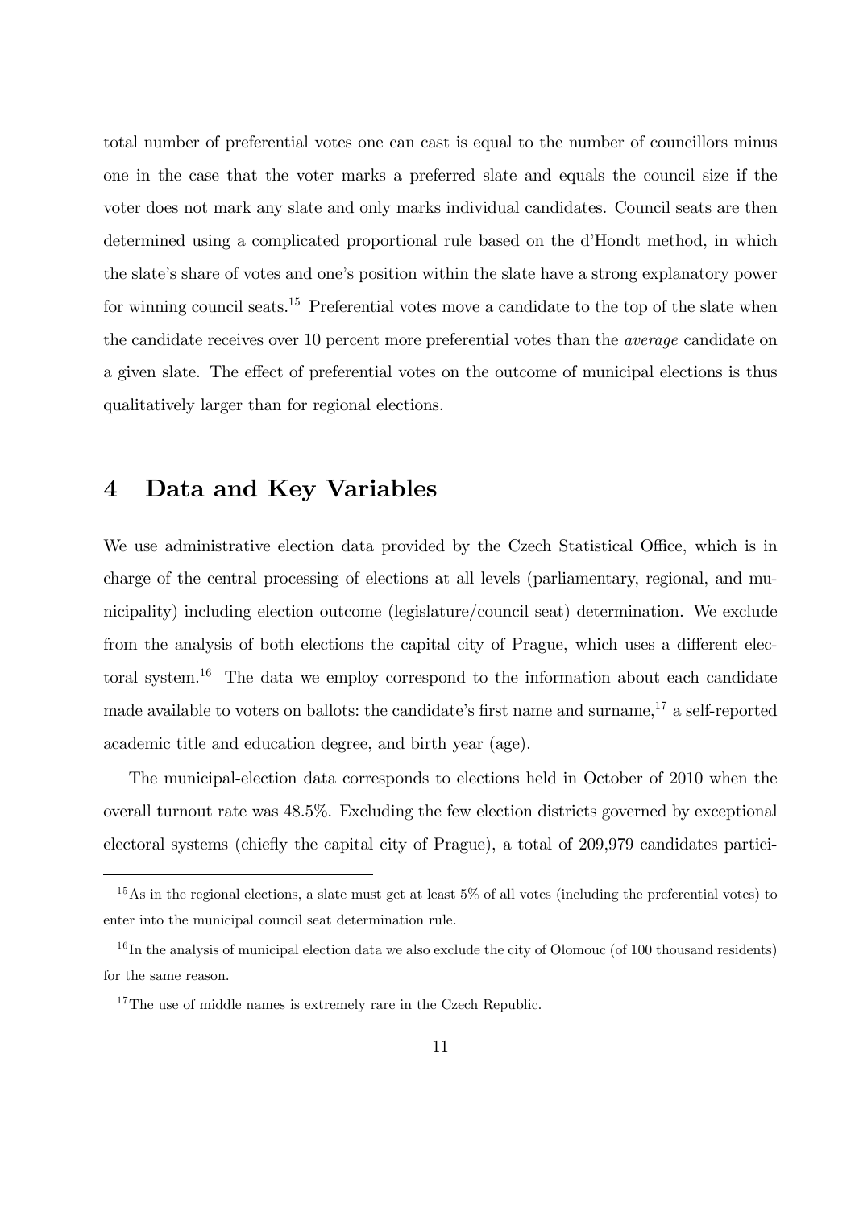total number of preferential votes one can cast is equal to the number of councillors minus one in the case that the voter marks a preferred slate and equals the council size if the voter does not mark any slate and only marks individual candidates. Council seats are then determined using a complicated proportional rule based on the d'Hondt method, in which the slate's share of votes and one's position within the slate have a strong explanatory power for winning council seats.[15] Preferential votes move a candidate to the top of the slate when the candidate receives over 10 percent more preferential votes than the *average* candidate on a given slate. The effect of preferential votes on the outcome of municipal elections is thus qualitatively larger than for regional elections.

# 4 Data and Key Variables

We use administrative election data provided by the Czech Statistical Office, which is in charge of the central processing of elections at all levels (parliamentary, regional, and municipality) including election outcome (legislature/council seat) determination. We exclude from the analysis of both elections the capital city of Prague, which uses a different electoral system.[16] The data we employ correspond to the information about each candidate made available to voters on ballots: the candidate's first name and surname,[17] a self-reported academic title and education degree, and birth year (age).

The municipal-election data corresponds to elections held in October of 2010 when the overall turnout rate was 48.5%. Excluding the few election districts governed by exceptional electoral systems (chiefly the capital city of Prague), a total of 209,979 candidates partici-

[15] As in the regional elections, a slate must get at least 5% of all votes (including the preferential votes) to enter into the municipal council seat determination rule.

[16] In the analysis of municipal election data we also exclude the city of Olomouc (of 100 thousand residents) for the same reason.

[17] The use of middle names is extremely rare in the Czech Republic.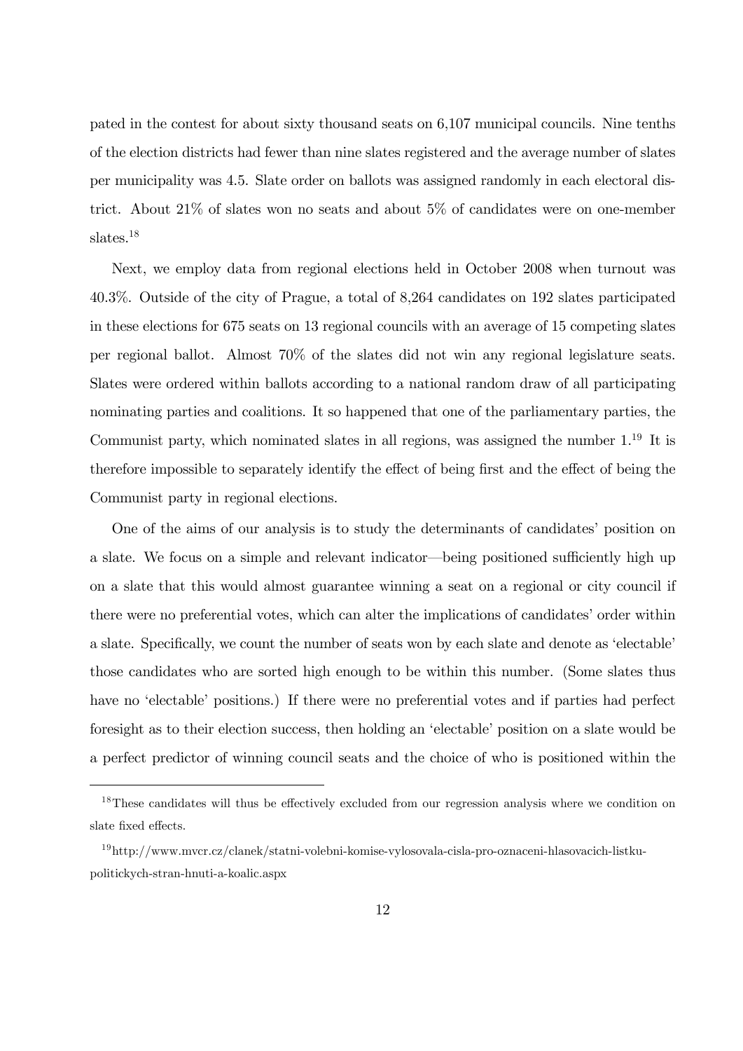pated in the contest for about sixty thousand seats on 6,107 municipal councils. Nine tenths of the election districts had fewer than nine slates registered and the average number of slates per municipality was 4.5. Slate order on ballots was assigned randomly in each electoral district. About 21% of slates won no seats and about 5% of candidates were on one-member slates.[18]

Next, we employ data from regional elections held in October 2008 when turnout was 40.3%. Outside of the city of Prague, a total of 8,264 candidates on 192 slates participated in these elections for 675 seats on 13 regional councils with an average of 15 competing slates per regional ballot. Almost 70% of the slates did not win any regional legislature seats. Slates were ordered within ballots according to a national random draw of all participating nominating parties and coalitions. It so happened that one of the parliamentary parties, the Communist party, which nominated slates in all regions, was assigned the number 1.[19] It is therefore impossible to separately identify the effect of being first and the effect of being the Communist party in regional elections.

One of the aims of our analysis is to study the determinants of candidates' position on a slate. We focus on a simple and relevant indicator—being positioned sufficiently high up on a slate that this would almost guarantee winning a seat on a regional or city council if there were no preferential votes, which can alter the implications of candidates' order within a slate. Specifically, we count the number of seats won by each slate and denote as 'electable' those candidates who are sorted high enough to be within this number. (Some slates thus have no 'electable' positions.) If there were no preferential votes and if parties had perfect foresight as to their election success, then holding an 'electable' position on a slate would be a perfect predictor of winning council seats and the choice of who is positioned within the

[18] These candidates will thus be effectively excluded from our regression analysis where we condition on slate fixed effects.

[19] http://www.mvcr.cz/clanek/statni-volebni-komise-vylosovala-cisla-pro-oznaceni-hlasovacich-listku-politickych-stran-hnuti-a-koalic.aspx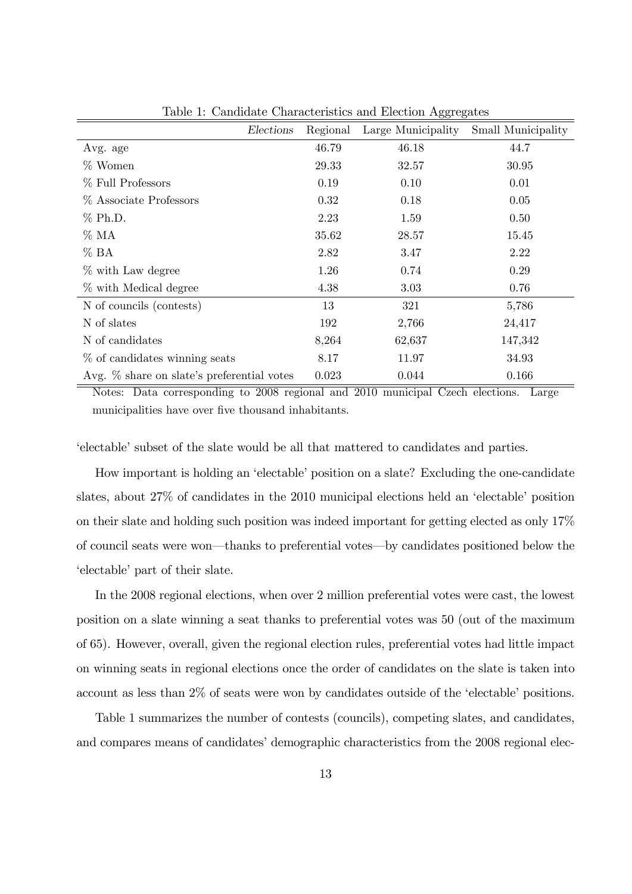Table 1: Candidate Characteristics and Election Aggregates

| *Elections* | Regional | Large Municipality | Small Municipality |
|---|---|---|---|
| Avg. age | 46.79 | 46.18 | 44.7 |
| % Women | 29.33 | 32.57 | 30.95 |
| % Full Professors | 0.19 | 0.10 | 0.01 |
| % Associate Professors | 0.32 | 0.18 | 0.05 |
| % Ph.D. | 2.23 | 1.59 | 0.50 |
| % MA | 35.62 | 28.57 | 15.45 |
| % BA | 2.82 | 3.47 | 2.22 |
| % with Law degree | 1.26 | 0.74 | 0.29 |
| % with Medical degree | 4.38 | 3.03 | 0.76 |
| N of councils (contests) | 13 | 321 | 5,786 |
| N of slates | 192 | 2,766 | 24,417 |
| N of candidates | 8,264 | 62,637 | 147,342 |
| % of candidates winning seats | 8.17 | 11.97 | 34.93 |
| Avg. % share on slate's preferential votes | 0.023 | 0.044 | 0.166 |

Notes: Data corresponding to 2008 regional and 2010 municipal Czech elections. Large municipalities have over five thousand inhabitants.

'electable' subset of the slate would be all that mattered to candidates and parties.

How important is holding an 'electable' position on a slate? Excluding the one-candidate slates, about 27% of candidates in the 2010 municipal elections held an 'electable' position on their slate and holding such position was indeed important for getting elected as only 17% of council seats were won—thanks to preferential votes—by candidates positioned below the 'electable' part of their slate.

In the 2008 regional elections, when over 2 million preferential votes were cast, the lowest position on a slate winning a seat thanks to preferential votes was 50 (out of the maximum of 65). However, overall, given the regional election rules, preferential votes had little impact on winning seats in regional elections once the order of candidates on the slate is taken into account as less than 2% of seats were won by candidates outside of the 'electable' positions.

Table 1 summarizes the number of contests (councils), competing slates, and candidates, and compares means of candidates' demographic characteristics from the 2008 regional elec-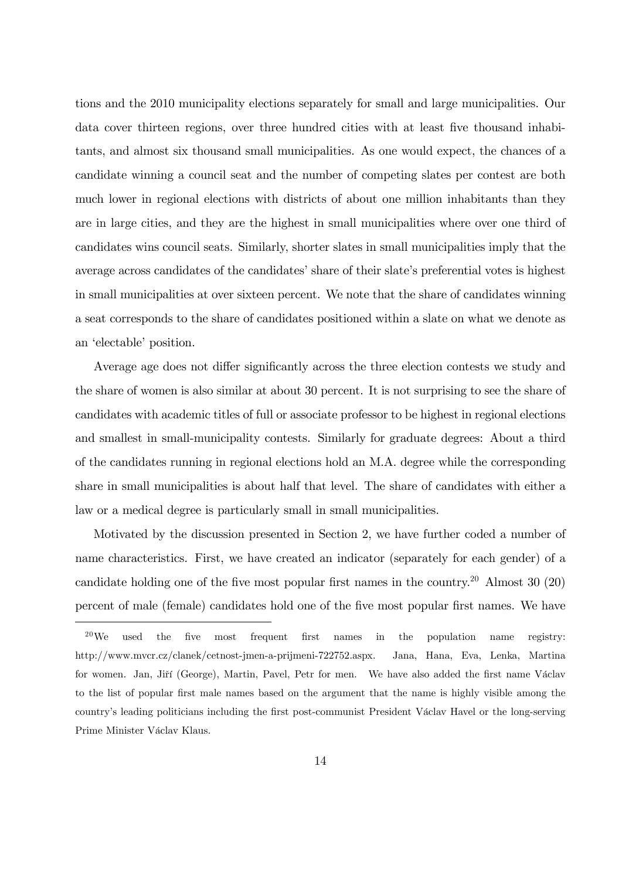tions and the 2010 municipality elections separately for small and large municipalities. Our data cover thirteen regions, over three hundred cities with at least five thousand inhabitants, and almost six thousand small municipalities. As one would expect, the chances of a candidate winning a council seat and the number of competing slates per contest are both much lower in regional elections with districts of about one million inhabitants than they are in large cities, and they are the highest in small municipalities where over one third of candidates wins council seats. Similarly, shorter slates in small municipalities imply that the average across candidates of the candidates' share of their slate's preferential votes is highest in small municipalities at over sixteen percent. We note that the share of candidates winning a seat corresponds to the share of candidates positioned within a slate on what we denote as an 'electable' position.

Average age does not differ significantly across the three election contests we study and the share of women is also similar at about 30 percent. It is not surprising to see the share of candidates with academic titles of full or associate professor to be highest in regional elections and smallest in small-municipality contests. Similarly for graduate degrees: About a third of the candidates running in regional elections hold an M.A. degree while the corresponding share in small municipalities is about half that level. The share of candidates with either a law or a medical degree is particularly small in small municipalities.

Motivated by the discussion presented in Section 2, we have further coded a number of name characteristics. First, we have created an indicator (separately for each gender) of a candidate holding one of the five most popular first names in the country.[20] Almost 30 (20) percent of male (female) candidates hold one of the five most popular first names. We have

[20] We used the five most frequent first names in the population name registry: http://www.mvcr.cz/clanek/cetnost-jmen-a-prijmeni-722752.aspx. Jana, Hana, Eva, Lenka, Martina for women. Jan, Jiří (George), Martin, Pavel, Petr for men. We have also added the first name Václav to the list of popular first male names based on the argument that the name is highly visible among the country's leading politicians including the first post-communist President Václav Havel or the long-serving Prime Minister Václav Klaus.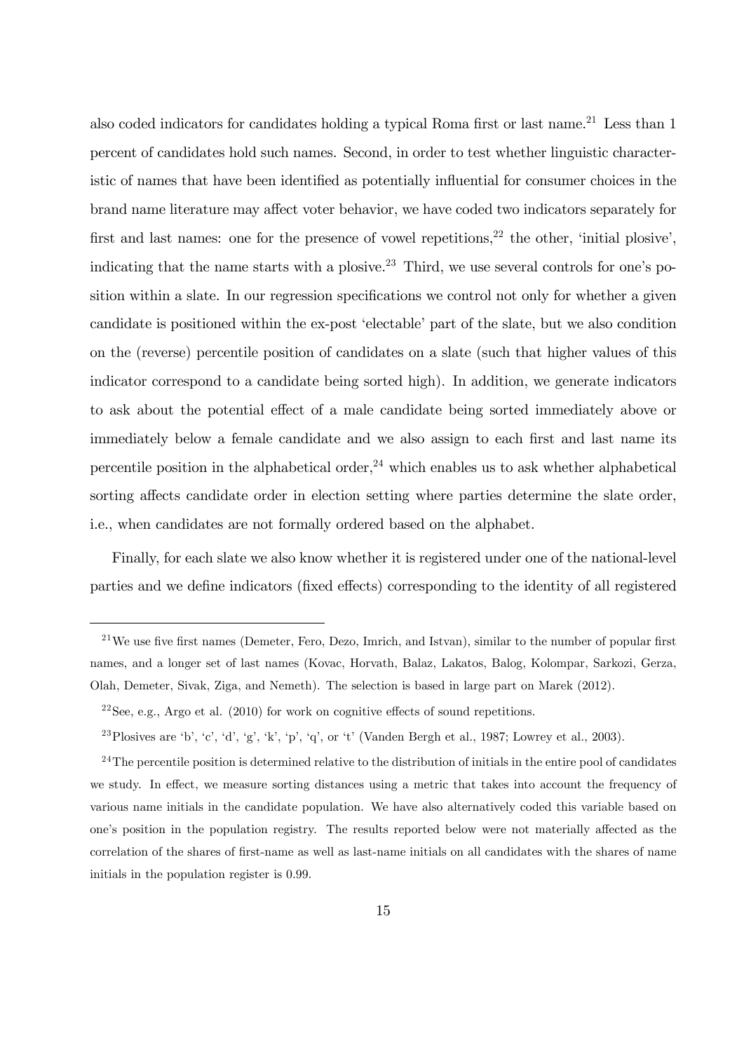also coded indicators for candidates holding a typical Roma first or last name.[21] Less than 1 percent of candidates hold such names. Second, in order to test whether linguistic characteristic of names that have been identified as potentially influential for consumer choices in the brand name literature may affect voter behavior, we have coded two indicators separately for first and last names: one for the presence of vowel repetitions,[22] the other, 'initial plosive', indicating that the name starts with a plosive.[23] Third, we use several controls for one's position within a slate. In our regression specifications we control not only for whether a given candidate is positioned within the ex-post 'electable' part of the slate, but we also condition on the (reverse) percentile position of candidates on a slate (such that higher values of this indicator correspond to a candidate being sorted high). In addition, we generate indicators to ask about the potential effect of a male candidate being sorted immediately above or immediately below a female candidate and we also assign to each first and last name its percentile position in the alphabetical order,[24] which enables us to ask whether alphabetical sorting affects candidate order in election setting where parties determine the slate order, i.e., when candidates are not formally ordered based on the alphabet.

Finally, for each slate we also know whether it is registered under one of the national-level parties and we define indicators (fixed effects) corresponding to the identity of all registered

---

[21] We use five first names (Demeter, Fero, Dezo, Imrich, and Istvan), similar to the number of popular first names, and a longer set of last names (Kovac, Horvath, Balaz, Lakatos, Balog, Kolompar, Sarkozi, Gerza, Olah, Demeter, Sivak, Ziga, and Nemeth). The selection is based in large part on Marek (2012).

[22] See, e.g., Argo et al. (2010) for work on cognitive effects of sound repetitions.

[23] Plosives are 'b', 'c', 'd', 'g', 'k', 'p', 'q', or 't' (Vanden Bergh et al., 1987; Lowrey et al., 2003).

[24] The percentile position is determined relative to the distribution of initials in the entire pool of candidates we study. In effect, we measure sorting distances using a metric that takes into account the frequency of various name initials in the candidate population. We have also alternatively coded this variable based on one's position in the population registry. The results reported below were not materially affected as the correlation of the shares of first-name as well as last-name initials on all candidates with the shares of name initials in the population register is 0.99.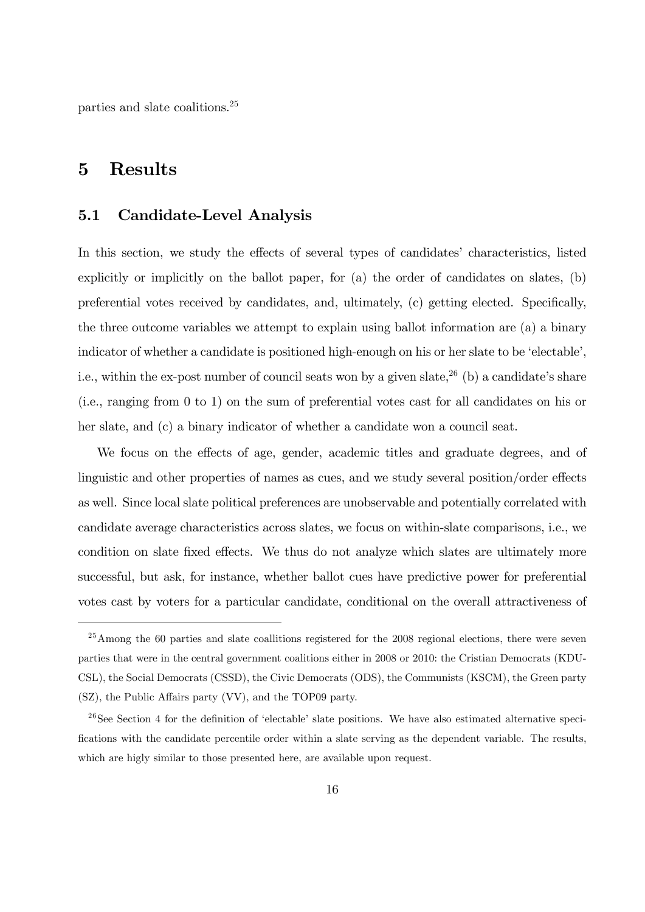parties and slate coalitions.[25]

# 5 Results

## 5.1 Candidate-Level Analysis

In this section, we study the effects of several types of candidates' characteristics, listed explicitly or implicitly on the ballot paper, for (a) the order of candidates on slates, (b) preferential votes received by candidates, and, ultimately, (c) getting elected. Specifically, the three outcome variables we attempt to explain using ballot information are (a) a binary indicator of whether a candidate is positioned high-enough on his or her slate to be 'electable', i.e., within the ex-post number of council seats won by a given slate,[26] (b) a candidate's share (i.e., ranging from 0 to 1) on the sum of preferential votes cast for all candidates on his or her slate, and (c) a binary indicator of whether a candidate won a council seat.

We focus on the effects of age, gender, academic titles and graduate degrees, and of linguistic and other properties of names as cues, and we study several position/order effects as well. Since local slate political preferences are unobservable and potentially correlated with candidate average characteristics across slates, we focus on within-slate comparisons, i.e., we condition on slate fixed effects. We thus do not analyze which slates are ultimately more successful, but ask, for instance, whether ballot cues have predictive power for preferential votes cast by voters for a particular candidate, conditional on the overall attractiveness of

---

[25] Among the 60 parties and slate coallitions registered for the 2008 regional elections, there were seven parties that were in the central government coalitions either in 2008 or 2010: the Cristian Democrats (KDU-CSL), the Social Democrats (CSSD), the Civic Democrats (ODS), the Communists (KSCM), the Green party (SZ), the Public Affairs party (VV), and the TOP09 party.

[26] See Section 4 for the definition of 'electable' slate positions. We have also estimated alternative specifications with the candidate percentile order within a slate serving as the dependent variable. The results, which are higly similar to those presented here, are available upon request.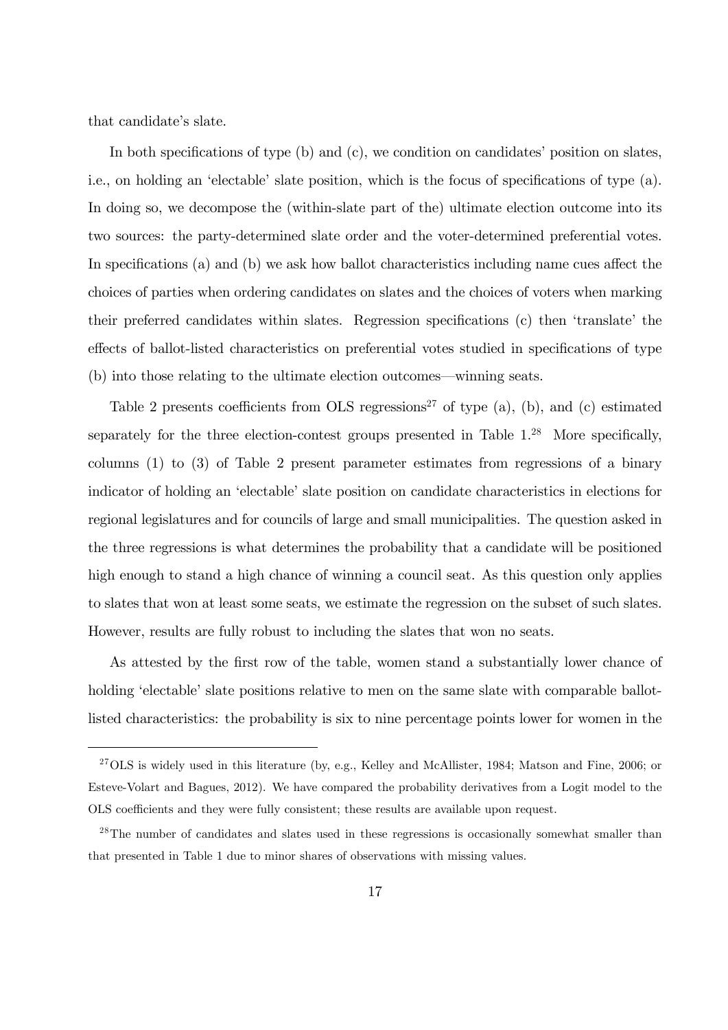that candidate's slate.

In both specifications of type (b) and (c), we condition on candidates' position on slates, i.e., on holding an 'electable' slate position, which is the focus of specifications of type (a). In doing so, we decompose the (within-slate part of the) ultimate election outcome into its two sources: the party-determined slate order and the voter-determined preferential votes. In specifications (a) and (b) we ask how ballot characteristics including name cues affect the choices of parties when ordering candidates on slates and the choices of voters when marking their preferred candidates within slates. Regression specifications (c) then 'translate' the effects of ballot-listed characteristics on preferential votes studied in specifications of type (b) into those relating to the ultimate election outcomes—winning seats.

Table 2 presents coefficients from OLS regressions[27] of type (a), (b), and (c) estimated separately for the three election-contest groups presented in Table 1.[28] More specifically, columns (1) to (3) of Table 2 present parameter estimates from regressions of a binary indicator of holding an 'electable' slate position on candidate characteristics in elections for regional legislatures and for councils of large and small municipalities. The question asked in the three regressions is what determines the probability that a candidate will be positioned high enough to stand a high chance of winning a council seat. As this question only applies to slates that won at least some seats, we estimate the regression on the subset of such slates. However, results are fully robust to including the slates that won no seats.

As attested by the first row of the table, women stand a substantially lower chance of holding 'electable' slate positions relative to men on the same slate with comparable ballot-listed characteristics: the probability is six to nine percentage points lower for women in the

---

[27] OLS is widely used in this literature (by, e.g., Kelley and McAllister, 1984; Matson and Fine, 2006; or Esteve-Volart and Bagues, 2012). We have compared the probability derivatives from a Logit model to the OLS coefficients and they were fully consistent; these results are available upon request.

[28] The number of candidates and slates used in these regressions is occasionally somewhat smaller than that presented in Table 1 due to minor shares of observations with missing values.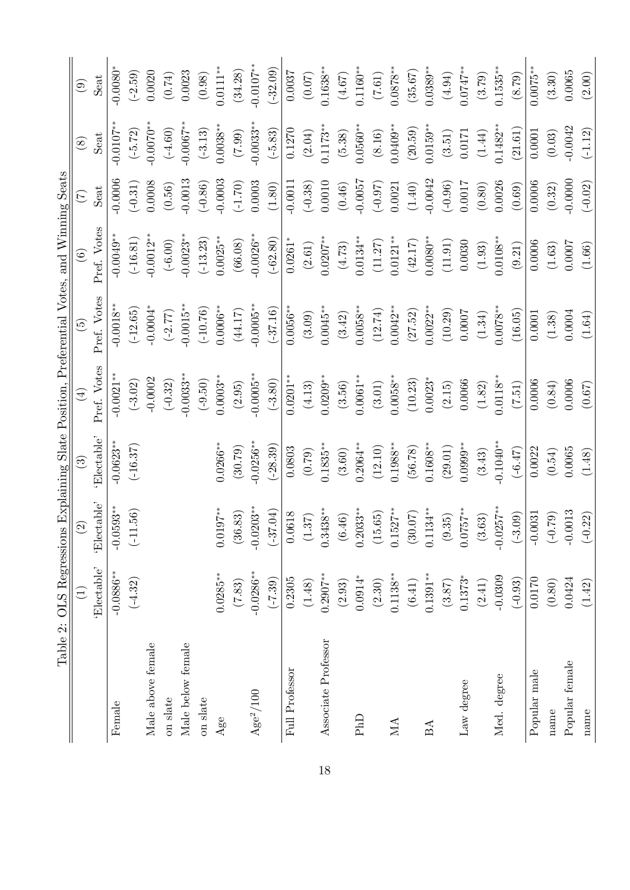Table 2: OLS Regressions Explaining Slate Position, Preferential Votes, and Winning Seats

| | (1) | (2) | (3) | (4) | (5) | (6) | (7) | (8) | (9) |
|---|---|---|---|---|---|---|---|---|---|
| | 'Electable' | 'Electable' | 'Electable' | Pref. Votes | Pref. Votes | Pref. Votes | Seat | Seat | Seat |
| Female | -0.0886** | -0.0593** | -0.0623** | -0.0021** | -0.0018** | -0.0049** | -0.0006 | -0.0107** | -0.0080* |
| | (-4.32) | (-11.56) | (-16.37) | (-3.02) | (-12.65) | (-16.81) | (-0.31) | (-5.72) | (-2.59) |
| Male above female | | | | -0.0002 | -0.0004* | -0.0012** | 0.0008 | -0.0070** | 0.0020 |
| on slate | | | | (-0.32) | (-2.77) | (-6.00) | (0.56) | (-4.60) | (0.74) |
| Male below female | | | | -0.0033** | -0.0015** | -0.0023** | -0.0013 | -0.0067** | 0.0023 |
| on slate | | | | (-9.50) | (-10.76) | (-13.23) | (-0.86) | (-3.13) | (0.98) |
| Age | 0.0285** | 0.0197** | 0.0266** | 0.0003** | 0.0006** | 0.0025** | -0.0003 | 0.0038** | 0.0111** |
| | (7.83) | (36.83) | (30.79) | (2.95) | (44.17) | (66.08) | (-1.70) | (7.99) | (34.28) |
| $Age^2/100$ | -0.0286** | -0.0203** | -0.0256** | -0.0005** | -0.0005** | -0.0026** | 0.0003 | -0.0033** | -0.0107** |
| | (-7.39) | (-37.04) | (-28.39) | (-3.80) | (-37.16) | (-62.80) | (1.80) | (-5.83) | (-32.09) |
| Full Professor | 0.2305 | 0.0618 | 0.0803 | 0.0201** | 0.0056** | 0.0261* | -0.0011 | 0.1270 | 0.0037 |
| | (1.48) | (1.37) | (0.79) | (4.13) | (3.09) | (2.61) | (-0.38) | (2.04) | (0.07) |
| Associate Professor | 0.2907** | 0.3438** | 0.1835** | 0.0209** | 0.0045** | 0.0207** | 0.0010 | 0.1173** | 0.1638** |
| | (2.93) | (6.46) | (3.60) | (3.56) | (3.42) | (4.73) | (0.46) | (5.38) | (4.67) |
| PhD | 0.0914* | 0.2033** | 0.2064** | 0.0061** | 0.0058** | 0.0134** | -0.0057 | 0.0560** | 0.1160** |
| | (2.30) | (15.65) | (12.10) | (3.01) | (12.74) | (11.27) | (-0.97) | (8.16) | (7.61) |
| MA | 0.1138** | 0.1527** | 0.1988** | 0.0058** | 0.0042** | 0.0121** | 0.0021 | 0.0409** | 0.0878** |
| | (6.41) | (30.07) | (56.78) | (10.23) | (27.52) | (42.17) | (1.40) | (20.59) | (35.67) |
| BA | 0.1391** | 0.1134** | 0.1608** | 0.0023* | 0.0022** | 0.0080** | -0.0042 | 0.0159** | 0.0389** |
| | (3.87) | (9.35) | (29.01) | (2.15) | (10.29) | (11.91) | (-0.96) | (3.51) | (4.94) |
| Law degree | 0.1373* | 0.0757** | 0.0999** | 0.0066 | 0.0007 | 0.0030 | 0.0017 | 0.0171 | 0.0747** |
| | (2.41) | (3.63) | (3.43) | (1.82) | (1.34) | (1.93) | (0.80) | (1.44) | (3.79) |
| Med. degree | -0.0309 | -0.0257** | -0.1040** | 0.0118** | 0.0078** | 0.0108** | 0.0026 | 0.1482** | 0.1535** |
| | (-0.93) | (-3.09) | (-6.47) | (7.51) | (16.05) | (9.21) | (0.69) | (21.61) | (8.79) |
| Popular male | 0.0170 | -0.0031 | 0.0022 | 0.0006 | 0.0001 | 0.0006 | 0.0006 | 0.0001 | 0.0075** |
| name | (0.80) | (-0.79) | (0.54) | (0.84) | (1.38) | (1.63) | (0.32) | (0.03) | (3.30) |
| Popular female | 0.0424 | -0.0013 | 0.0065 | 0.0006 | 0.0004 | 0.0007 | -0.0000 | -0.0042 | 0.0065 |
| name | (1.42) | (-0.22) | (1.48) | (0.67) | (1.64) | (1.66) | (-0.02) | (-1.12) | (2.00) |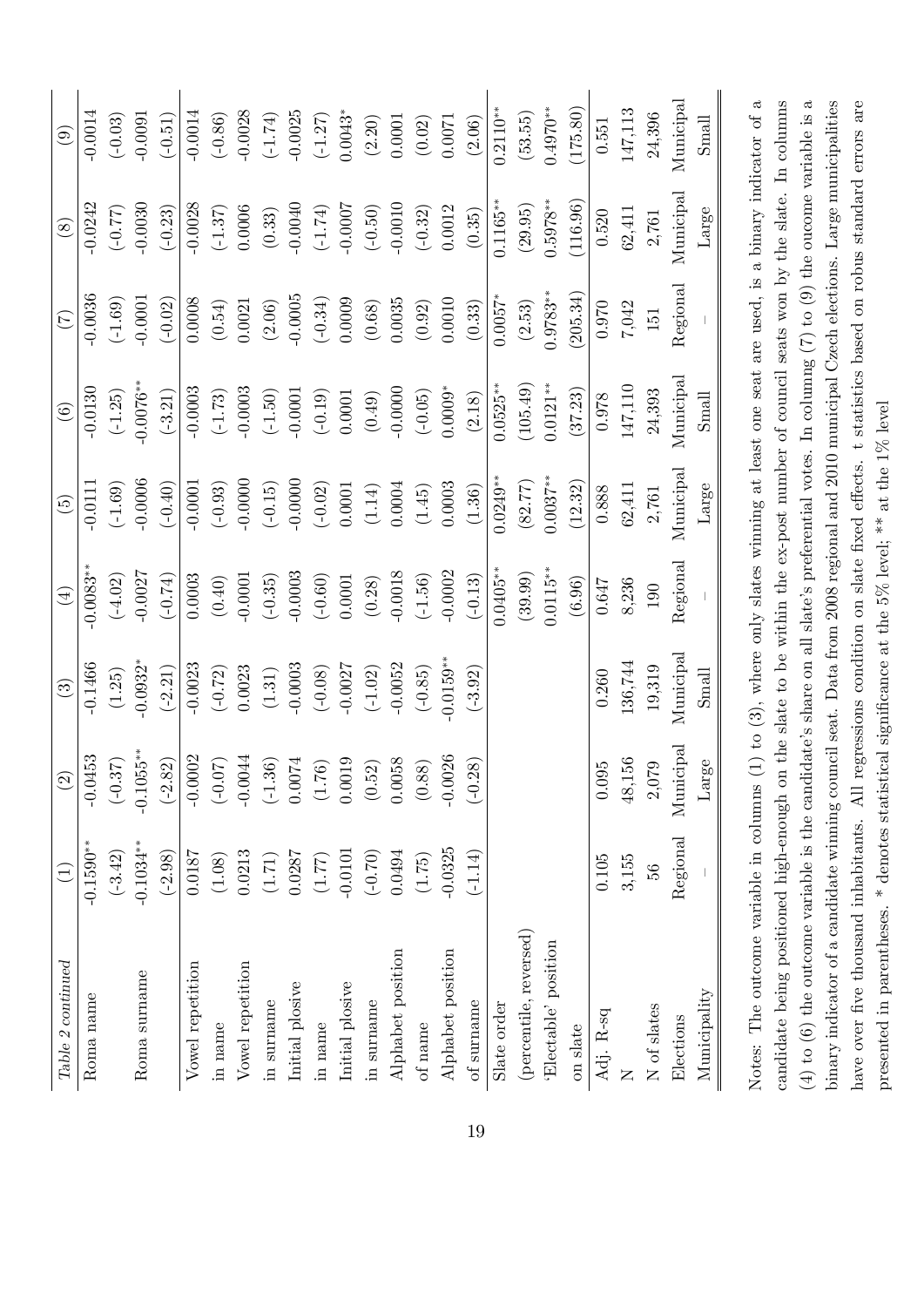| *Table 2 continued* | (1) | (2) | (3) | (4) | (5) | (6) | (7) | (8) | (9) |
|---|---|---|---|---|---|---|---|---|---|
| Roma name | -0.1590** | -0.0453 | -0.1466 | -0.0083** | -0.0111 | -0.0130 | -0.0036 | -0.0242 | -0.0014 |
| | (-3.42) | (-0.37) | (1.25) | (-4.02) | (-1.69) | (-1.25) | (-1.69) | (-0.77) | (-0.03) |
| Roma surname | -0.1034** | -0.1055** | -0.0932* | -0.0027 | -0.0006 | -0.0076** | -0.0001 | -0.0030 | -0.0091 |
| | (-2.98) | (-2.82) | (-2.21) | (-0.74) | (-0.40) | (-3.21) | (-0.02) | (-0.23) | (-0.51) |
| Vowel repetition | 0.0187 | -0.0002 | -0.0023 | 0.0003 | -0.0001 | -0.0003 | 0.0008 | -0.0028 | -0.0014 |
| in name | (1.08) | (-0.07) | (-0.72) | (0.40) | (-0.93) | (-1.73) | (0.54) | (-1.37) | (-0.86) |
| Vowel repetition | 0.0213 | -0.0044 | 0.0023 | -0.0001 | -0.0000 | -0.0003 | 0.0021 | 0.0006 | -0.0028 |
| in surname | (1.71) | (-1.36) | (1.31) | (-0.35) | (-0.15) | (-1.50) | (2.06) | (0.33) | (-1.74) |
| Initial plosive | 0.0287 | 0.0074 | -0.0003 | -0.0003 | -0.0000 | -0.0001 | -0.0005 | -0.0040 | -0.0025 |
| in name | (1.77) | (1.76) | (-0.08) | (-0.60) | (-0.02) | (-0.19) | (-0.34) | (-1.74) | (-1.27) |
| Initial plosive | -0.0101 | 0.0019 | -0.0027 | 0.0001 | 0.0001 | 0.0001 | 0.0009 | -0.0007 | 0.0043* |
| in surname | (-0.70) | (0.52) | (-1.02) | (0.28) | (1.14) | (0.49) | (0.68) | (-0.50) | (2.20) |
| Alphabet position | 0.0494 | 0.0058 | -0.0052 | -0.0018 | 0.0004 | -0.0000 | 0.0035 | -0.0010 | 0.0001 |
| of name | (1.75) | (0.88) | (-0.85) | (-1.56) | (1.45) | (-0.05) | (0.92) | (-0.32) | (0.02) |
| Alphabet position | -0.0325 | -0.0026 | -0.0159** | -0.0002 | 0.0003 | 0.0009* | 0.0010 | 0.0012 | 0.0071 |
| of surname | (-1.14) | (-0.28) | (-3.92) | (-0.13) | (1.36) | (2.18) | (0.33) | (0.35) | (2.06) |
| Slate order | | | | 0.0405** | 0.0249** | 0.0525** | 0.0057* | 0.1165** | 0.2110** |
| (percentile, reversed) | | | | (39.99) | (82.77) | (105.49) | (2.53) | (29.95) | (53.55) |
| 'Electable' position | | | | 0.0115** | 0.0037** | 0.0121** | 0.9783** | 0.5978** | 0.4970** |
| on slate | | | | (6.96) | (12.32) | (37.23) | (205.34) | (116.96) | (175.80) |
| Adj. R-sq | 0.105 | 0.095 | 0.260 | 0.647 | 0.888 | 0.978 | 0.970 | 0.520 | 0.551 |
| N | 3,155 | 48,156 | 136,744 | 8,236 | 62,411 | 147,110 | 7,042 | 62,411 | 147,113 |
| N of slates | 56 | 2,079 | 19,319 | 190 | 2,761 | 24,393 | 151 | 2,761 | 24,396 |
| Elections | Regional | Municipal | Municipal | Regional | Municipal | Municipal | Regional | Municipal | Municipal |
| Municipality | – | Large | Small | – | Large | Small | – | Large | Small |

Notes: The outcome variable in columns (1) to (3), where only slates winning at least one seat are used, is a binary indicator of a candidate being positioned high-enough on the slate to be within the ex-post number of council seats won by the slate. In columns (4) to (6) the outcome variable is the candidate's share on all slate's preferential votes. In columng (7) to (9) the oucome variable is a binary indicator of a candidate winning council seat. Data from 2008 regional and 2010 municipal Czech elections. Large municipalities have over five thousand inhabitants. All regressions condition on slate fixed effects. t statistics based on robus standard errors are presented in parentheses. * denotes statistical significance at the 5% level; ** at the 1% level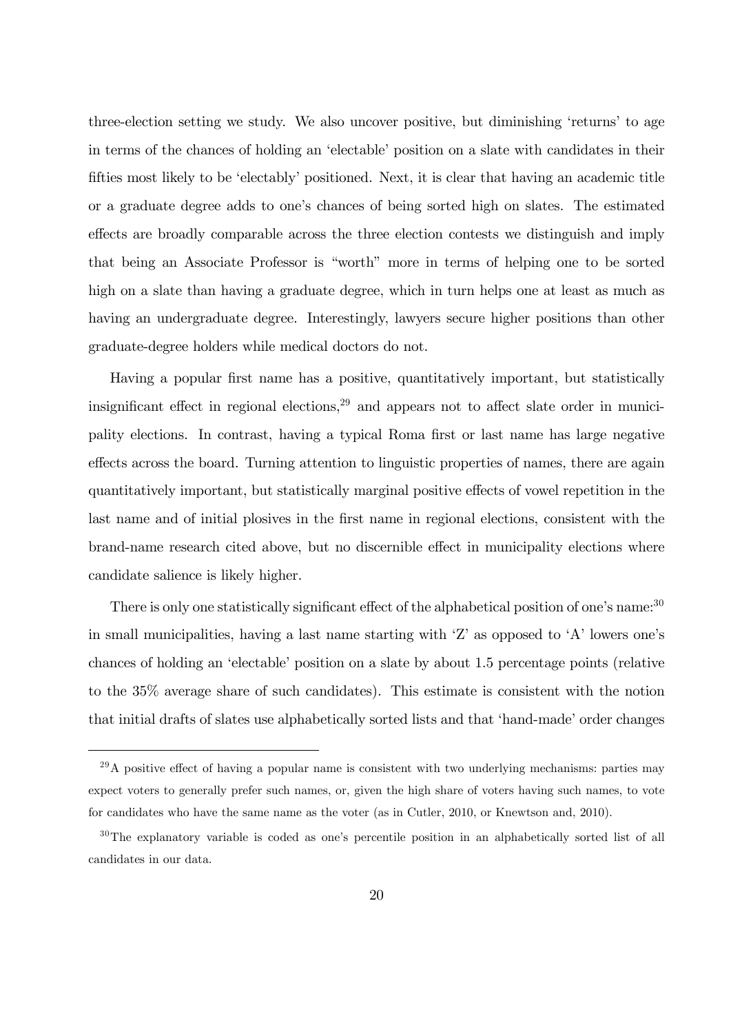three-election setting we study. We also uncover positive, but diminishing 'returns' to age in terms of the chances of holding an 'electable' position on a slate with candidates in their fifties most likely to be 'electably' positioned. Next, it is clear that having an academic title or a graduate degree adds to one's chances of being sorted high on slates. The estimated effects are broadly comparable across the three election contests we distinguish and imply that being an Associate Professor is "worth" more in terms of helping one to be sorted high on a slate than having a graduate degree, which in turn helps one at least as much as having an undergraduate degree. Interestingly, lawyers secure higher positions than other graduate-degree holders while medical doctors do not.

Having a popular first name has a positive, quantitatively important, but statistically insignificant effect in regional elections,[29] and appears not to affect slate order in municipality elections. In contrast, having a typical Roma first or last name has large negative effects across the board. Turning attention to linguistic properties of names, there are again quantitatively important, but statistically marginal positive effects of vowel repetition in the last name and of initial plosives in the first name in regional elections, consistent with the brand-name research cited above, but no discernible effect in municipality elections where candidate salience is likely higher.

There is only one statistically significant effect of the alphabetical position of one's name:[30] in small municipalities, having a last name starting with 'Z' as opposed to 'A' lowers one's chances of holding an 'electable' position on a slate by about 1.5 percentage points (relative to the 35% average share of such candidates). This estimate is consistent with the notion that initial drafts of slates use alphabetically sorted lists and that 'hand-made' order changes

---

[29] A positive effect of having a popular name is consistent with two underlying mechanisms: parties may expect voters to generally prefer such names, or, given the high share of voters having such names, to vote for candidates who have the same name as the voter (as in Cutler, 2010, or Knewtson and, 2010).

[30] The explanatory variable is coded as one's percentile position in an alphabetically sorted list of all candidates in our data.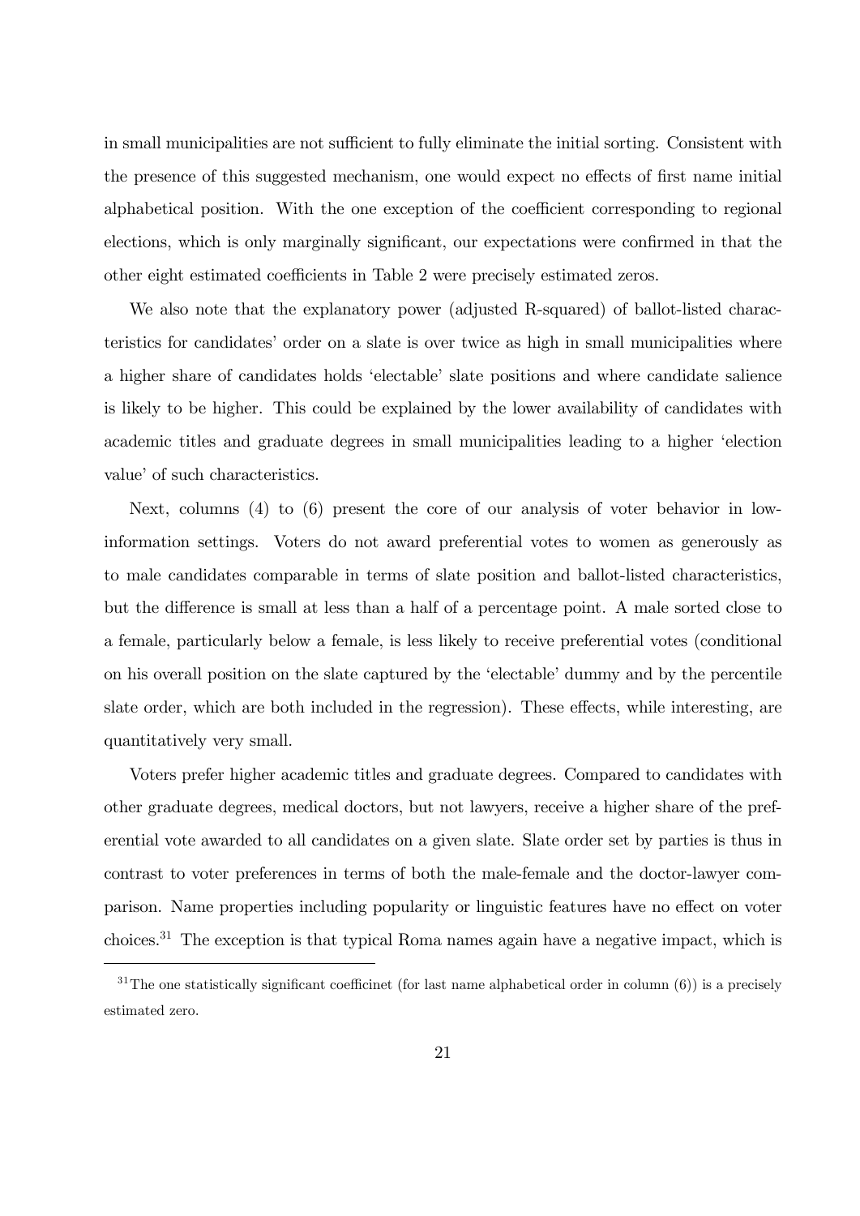in small municipalities are not sufficient to fully eliminate the initial sorting. Consistent with the presence of this suggested mechanism, one would expect no effects of first name initial alphabetical position. With the one exception of the coefficient corresponding to regional elections, which is only marginally significant, our expectations were confirmed in that the other eight estimated coefficients in Table 2 were precisely estimated zeros.

We also note that the explanatory power (adjusted R-squared) of ballot-listed characteristics for candidates' order on a slate is over twice as high in small municipalities where a higher share of candidates holds 'electable' slate positions and where candidate salience is likely to be higher. This could be explained by the lower availability of candidates with academic titles and graduate degrees in small municipalities leading to a higher 'election value' of such characteristics.

Next, columns (4) to (6) present the core of our analysis of voter behavior in low-information settings. Voters do not award preferential votes to women as generously as to male candidates comparable in terms of slate position and ballot-listed characteristics, but the difference is small at less than a half of a percentage point. A male sorted close to a female, particularly below a female, is less likely to receive preferential votes (conditional on his overall position on the slate captured by the 'electable' dummy and by the percentile slate order, which are both included in the regression). These effects, while interesting, are quantitatively very small.

Voters prefer higher academic titles and graduate degrees. Compared to candidates with other graduate degrees, medical doctors, but not lawyers, receive a higher share of the preferential vote awarded to all candidates on a given slate. Slate order set by parties is thus in contrast to voter preferences in terms of both the male-female and the doctor-lawyer comparison. Name properties including popularity or linguistic features have no effect on voter choices.[31] The exception is that typical Roma names again have a negative impact, which is

[31] The one statistically significant coefficinet (for last name alphabetical order in column (6)) is a precisely estimated zero.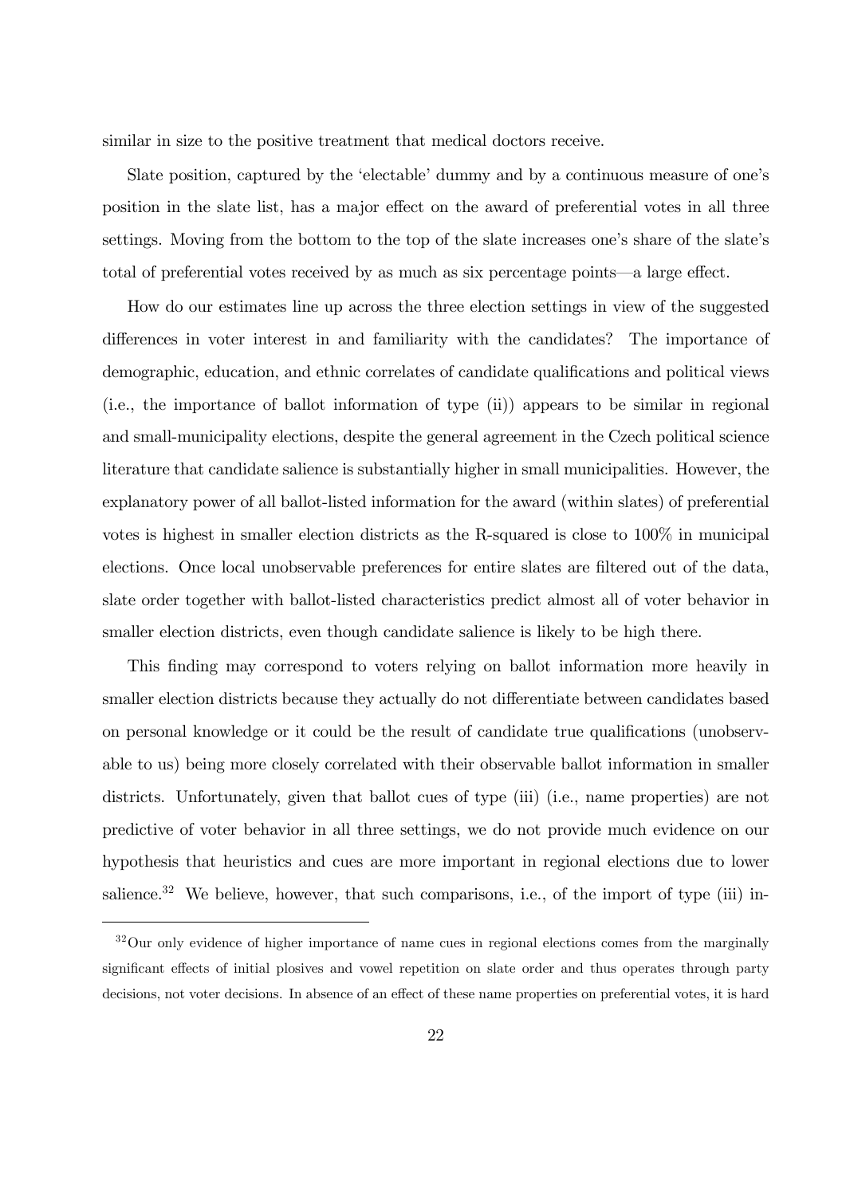similar in size to the positive treatment that medical doctors receive.

Slate position, captured by the 'electable' dummy and by a continuous measure of one's position in the slate list, has a major effect on the award of preferential votes in all three settings. Moving from the bottom to the top of the slate increases one's share of the slate's total of preferential votes received by as much as six percentage points—a large effect.

How do our estimates line up across the three election settings in view of the suggested differences in voter interest in and familiarity with the candidates? The importance of demographic, education, and ethnic correlates of candidate qualifications and political views (i.e., the importance of ballot information of type (ii)) appears to be similar in regional and small-municipality elections, despite the general agreement in the Czech political science literature that candidate salience is substantially higher in small municipalities. However, the explanatory power of all ballot-listed information for the award (within slates) of preferential votes is highest in smaller election districts as the R-squared is close to 100% in municipal elections. Once local unobservable preferences for entire slates are filtered out of the data, slate order together with ballot-listed characteristics predict almost all of voter behavior in smaller election districts, even though candidate salience is likely to be high there.

This finding may correspond to voters relying on ballot information more heavily in smaller election districts because they actually do not differentiate between candidates based on personal knowledge or it could be the result of candidate true qualifications (unobservable to us) being more closely correlated with their observable ballot information in smaller districts. Unfortunately, given that ballot cues of type (iii) (i.e., name properties) are not predictive of voter behavior in all three settings, we do not provide much evidence on our hypothesis that heuristics and cues are more important in regional elections due to lower salience.[32] We believe, however, that such comparisons, i.e., of the import of type (iii) in-

[32] Our only evidence of higher importance of name cues in regional elections comes from the marginally significant effects of initial plosives and vowel repetition on slate order and thus operates through party decisions, not voter decisions. In absence of an effect of these name properties on preferential votes, it is hard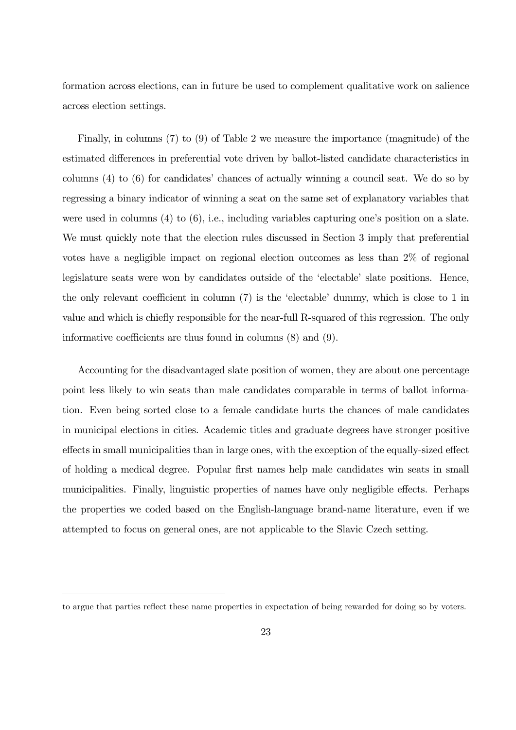formation across elections, can in future be used to complement qualitative work on salience across election settings.

Finally, in columns (7) to (9) of Table 2 we measure the importance (magnitude) of the estimated differences in preferential vote driven by ballot-listed candidate characteristics in columns (4) to (6) for candidates' chances of actually winning a council seat. We do so by regressing a binary indicator of winning a seat on the same set of explanatory variables that were used in columns (4) to (6), i.e., including variables capturing one's position on a slate. We must quickly note that the election rules discussed in Section 3 imply that preferential votes have a negligible impact on regional election outcomes as less than 2% of regional legislature seats were won by candidates outside of the 'electable' slate positions. Hence, the only relevant coefficient in column (7) is the 'electable' dummy, which is close to 1 in value and which is chiefly responsible for the near-full R-squared of this regression. The only informative coefficients are thus found in columns (8) and (9).

Accounting for the disadvantaged slate position of women, they are about one percentage point less likely to win seats than male candidates comparable in terms of ballot information. Even being sorted close to a female candidate hurts the chances of male candidates in municipal elections in cities. Academic titles and graduate degrees have stronger positive effects in small municipalities than in large ones, with the exception of the equally-sized effect of holding a medical degree. Popular first names help male candidates win seats in small municipalities. Finally, linguistic properties of names have only negligible effects. Perhaps the properties we coded based on the English-language brand-name literature, even if we attempted to focus on general ones, are not applicable to the Slavic Czech setting.

---

to argue that parties reflect these name properties in expectation of being rewarded for doing so by voters.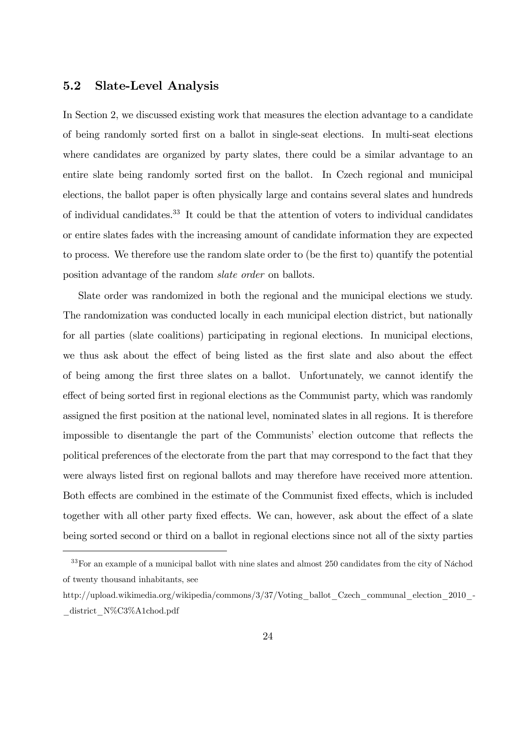## 5.2 Slate-Level Analysis

In Section 2, we discussed existing work that measures the election advantage to a candidate of being randomly sorted first on a ballot in single-seat elections. In multi-seat elections where candidates are organized by party slates, there could be a similar advantage to an entire slate being randomly sorted first on the ballot. In Czech regional and municipal elections, the ballot paper is often physically large and contains several slates and hundreds of individual candidates.[33] It could be that the attention of voters to individual candidates or entire slates fades with the increasing amount of candidate information they are expected to process. We therefore use the random slate order to (be the first to) quantify the potential position advantage of the random *slate order* on ballots.

Slate order was randomized in both the regional and the municipal elections we study. The randomization was conducted locally in each municipal election district, but nationally for all parties (slate coalitions) participating in regional elections. In municipal elections, we thus ask about the effect of being listed as the first slate and also about the effect of being among the first three slates on a ballot. Unfortunately, we cannot identify the effect of being sorted first in regional elections as the Communist party, which was randomly assigned the first position at the national level, nominated slates in all regions. It is therefore impossible to disentangle the part of the Communists' election outcome that reflects the political preferences of the electorate from the part that may correspond to the fact that they were always listed first on regional ballots and may therefore have received more attention. Both effects are combined in the estimate of the Communist fixed effects, which is included together with all other party fixed effects. We can, however, ask about the effect of a slate being sorted second or third on a ballot in regional elections since not all of the sixty parties

[33]For an example of a municipal ballot with nine slates and almost 250 candidates from the city of Náchod of twenty thousand inhabitants, see

http://upload.wikimedia.org/wikipedia/commons/3/37/Voting_ballot_Czech_communal_election_2010_-_district_N%C3%A1chod.pdf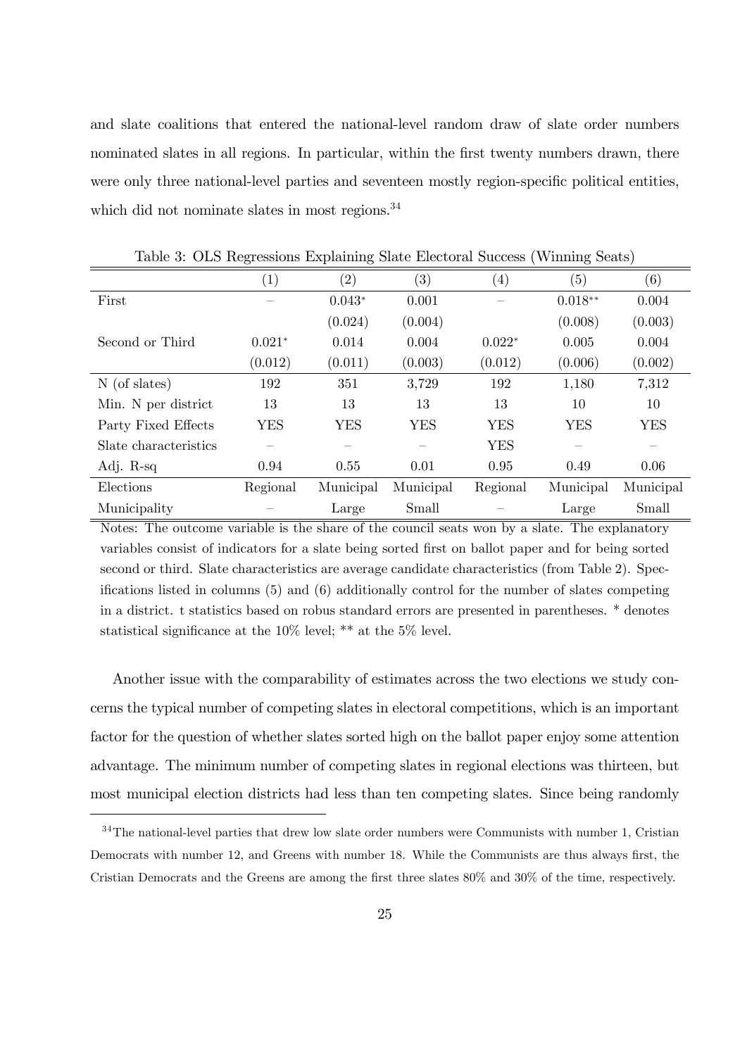and slate coalitions that entered the national-level random draw of slate order numbers nominated slates in all regions. In particular, within the first twenty numbers drawn, there were only three national-level parties and seventeen mostly region-specific political entities, which did not nominate slates in most regions.[34]

Table 3: OLS Regressions Explaining Slate Electoral Success (Winning Seats)

| | (1) | (2) | (3) | (4) | (5) | (6) |
|---|---|---|---|---|---|---|
| First | – | $0.043^{*}$ | 0.001 | – | $0.018^{**}$ | 0.004 |
| | | (0.024) | (0.004) | | (0.008) | (0.003) |
| Second or Third | $0.021^{*}$ | 0.014 | 0.004 | $0.022^{*}$ | 0.005 | 0.004 |
| | (0.012) | (0.011) | (0.003) | (0.012) | (0.006) | (0.002) |
| N (of slates) | 192 | 351 | 3,729 | 192 | 1,180 | 7,312 |
| Min. N per district | 13 | 13 | 13 | 13 | 10 | 10 |
| Party Fixed Effects | YES | YES | YES | YES | YES | YES |
| Slate characteristics | – | – | – | YES | – | – |
| Adj. R-sq | 0.94 | 0.55 | 0.01 | 0.95 | 0.49 | 0.06 |
| Elections | Regional | Municipal | Municipal | Regional | Municipal | Municipal |
| Municipality | – | Large | Small | – | Large | Small |

Notes: The outcome variable is the share of the council seats won by a slate. The explanatory variables consist of indicators for a slate being sorted first on ballot paper and for being sorted second or third. Slate characteristics are average candidate characteristics (from Table 2). Specifications listed in columns (5) and (6) additionally control for the number of slates competing in a district. t statistics based on robus standard errors are presented in parentheses. * denotes statistical significance at the 10% level; ** at the 5% level.

Another issue with the comparability of estimates across the two elections we study concerns the typical number of competing slates in electoral competitions, which is an important factor for the question of whether slates sorted high on the ballot paper enjoy some attention advantage. The minimum number of competing slates in regional elections was thirteen, but most municipal election districts had less than ten competing slates. Since being randomly

[34] The national-level parties that drew low slate order numbers were Communists with number 1, Cristian Democrats with number 12, and Greens with number 18. While the Communists are thus always first, the Cristian Democrats and the Greens are among the first three slates 80% and 30% of the time, respectively.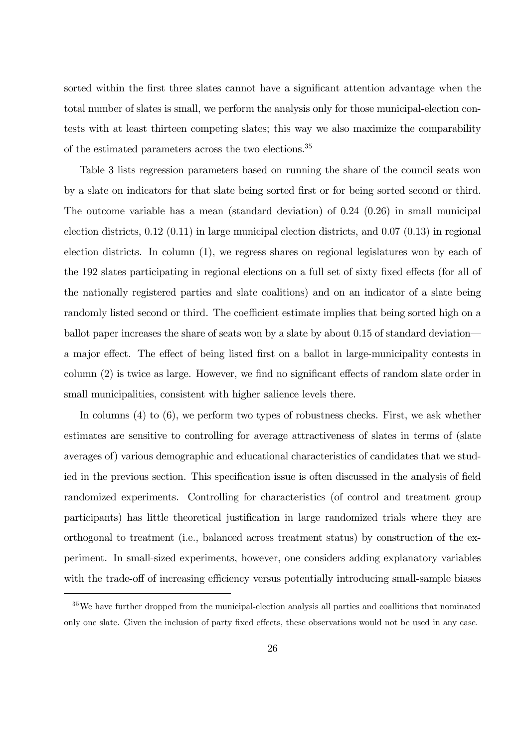sorted within the first three slates cannot have a significant attention advantage when the total number of slates is small, we perform the analysis only for those municipal-election contests with at least thirteen competing slates; this way we also maximize the comparability of the estimated parameters across the two elections.[35]

Table 3 lists regression parameters based on running the share of the council seats won by a slate on indicators for that slate being sorted first or for being sorted second or third. The outcome variable has a mean (standard deviation) of 0.24 (0.26) in small municipal election districts, 0.12 (0.11) in large municipal election districts, and 0.07 (0.13) in regional election districts. In column (1), we regress shares on regional legislatures won by each of the 192 slates participating in regional elections on a full set of sixty fixed effects (for all of the nationally registered parties and slate coalitions) and on an indicator of a slate being randomly listed second or third. The coefficient estimate implies that being sorted high on a ballot paper increases the share of seats won by a slate by about 0.15 of standard deviation—a major effect. The effect of being listed first on a ballot in large-municipality contests in column (2) is twice as large. However, we find no significant effects of random slate order in small municipalities, consistent with higher salience levels there.

In columns (4) to (6), we perform two types of robustness checks. First, we ask whether estimates are sensitive to controlling for average attractiveness of slates in terms of (slate averages of) various demographic and educational characteristics of candidates that we studied in the previous section. This specification issue is often discussed in the analysis of field randomized experiments. Controlling for characteristics (of control and treatment group participants) has little theoretical justification in large randomized trials where they are orthogonal to treatment (i.e., balanced across treatment status) by construction of the experiment. In small-sized experiments, however, one considers adding explanatory variables with the trade-off of increasing efficiency versus potentially introducing small-sample biases

[35]We have further dropped from the municipal-election analysis all parties and coallitions that nominated only one slate. Given the inclusion of party fixed effects, these observations would not be used in any case.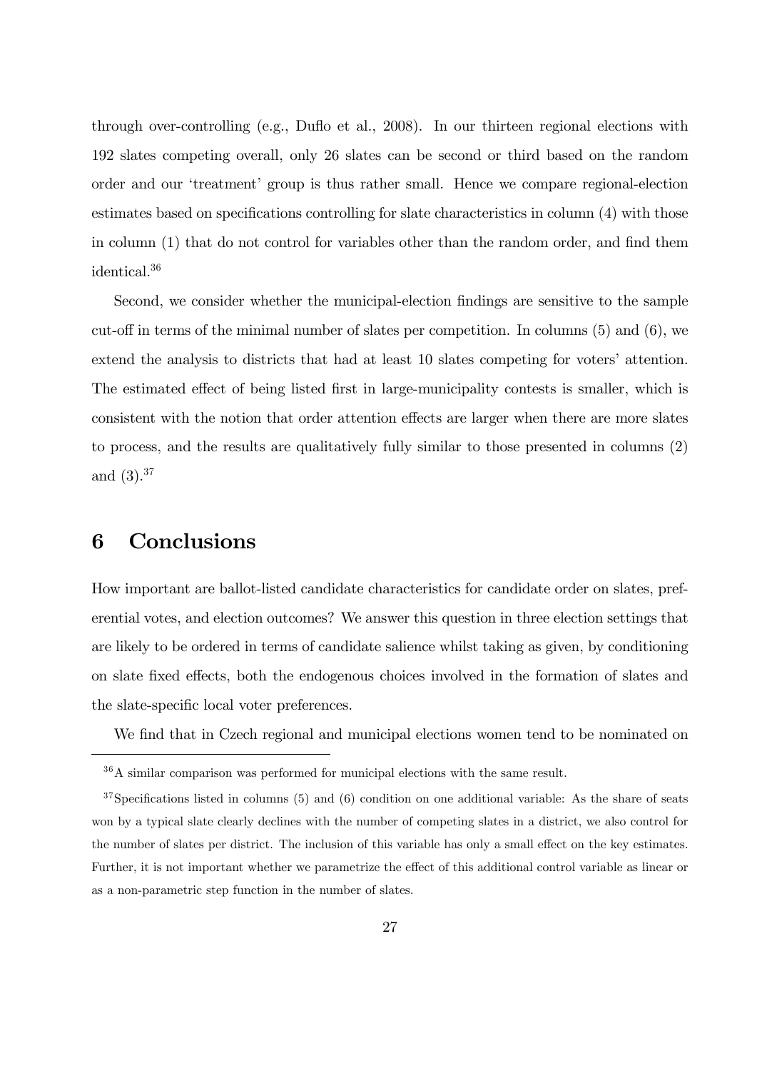through over-controlling (e.g., Duflo et al., 2008). In our thirteen regional elections with 192 slates competing overall, only 26 slates can be second or third based on the random order and our 'treatment' group is thus rather small. Hence we compare regional-election estimates based on specifications controlling for slate characteristics in column (4) with those in column (1) that do not control for variables other than the random order, and find them identical.[36]

Second, we consider whether the municipal-election findings are sensitive to the sample cut-off in terms of the minimal number of slates per competition. In columns (5) and (6), we extend the analysis to districts that had at least 10 slates competing for voters' attention. The estimated effect of being listed first in large-municipality contests is smaller, which is consistent with the notion that order attention effects are larger when there are more slates to process, and the results are qualitatively fully similar to those presented in columns (2) and (3).[37]

# 6 Conclusions

How important are ballot-listed candidate characteristics for candidate order on slates, preferential votes, and election outcomes? We answer this question in three election settings that are likely to be ordered in terms of candidate salience whilst taking as given, by conditioning on slate fixed effects, both the endogenous choices involved in the formation of slates and the slate-specific local voter preferences.

We find that in Czech regional and municipal elections women tend to be nominated on

---

[36] A similar comparison was performed for municipal elections with the same result.

[37] Specifications listed in columns (5) and (6) condition on one additional variable: As the share of seats won by a typical slate clearly declines with the number of competing slates in a district, we also control for the number of slates per district. The inclusion of this variable has only a small effect on the key estimates. Further, it is not important whether we parametrize the effect of this additional control variable as linear or as a non-parametric step function in the number of slates.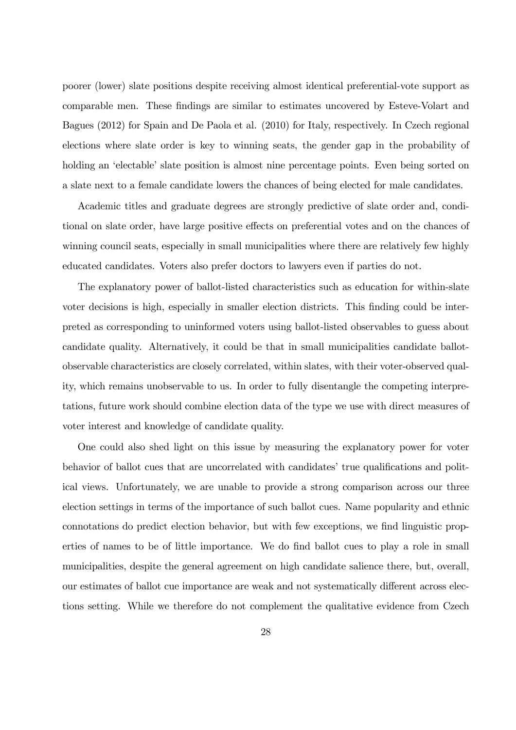poorer (lower) slate positions despite receiving almost identical preferential-vote support as comparable men. These findings are similar to estimates uncovered by Esteve-Volart and Bagues (2012) for Spain and De Paola et al. (2010) for Italy, respectively. In Czech regional elections where slate order is key to winning seats, the gender gap in the probability of holding an 'electable' slate position is almost nine percentage points. Even being sorted on a slate next to a female candidate lowers the chances of being elected for male candidates.

Academic titles and graduate degrees are strongly predictive of slate order and, conditional on slate order, have large positive effects on preferential votes and on the chances of winning council seats, especially in small municipalities where there are relatively few highly educated candidates. Voters also prefer doctors to lawyers even if parties do not.

The explanatory power of ballot-listed characteristics such as education for within-slate voter decisions is high, especially in smaller election districts. This finding could be interpreted as corresponding to uninformed voters using ballot-listed observables to guess about candidate quality. Alternatively, it could be that in small municipalities candidate ballot-observable characteristics are closely correlated, within slates, with their voter-observed quality, which remains unobservable to us. In order to fully disentangle the competing interpretations, future work should combine election data of the type we use with direct measures of voter interest and knowledge of candidate quality.

One could also shed light on this issue by measuring the explanatory power for voter behavior of ballot cues that are uncorrelated with candidates' true qualifications and political views. Unfortunately, we are unable to provide a strong comparison across our three election settings in terms of the importance of such ballot cues. Name popularity and ethnic connotations do predict election behavior, but with few exceptions, we find linguistic properties of names to be of little importance. We do find ballot cues to play a role in small municipalities, despite the general agreement on high candidate salience there, but, overall, our estimates of ballot cue importance are weak and not systematically different across elections setting. While we therefore do not complement the qualitative evidence from Czech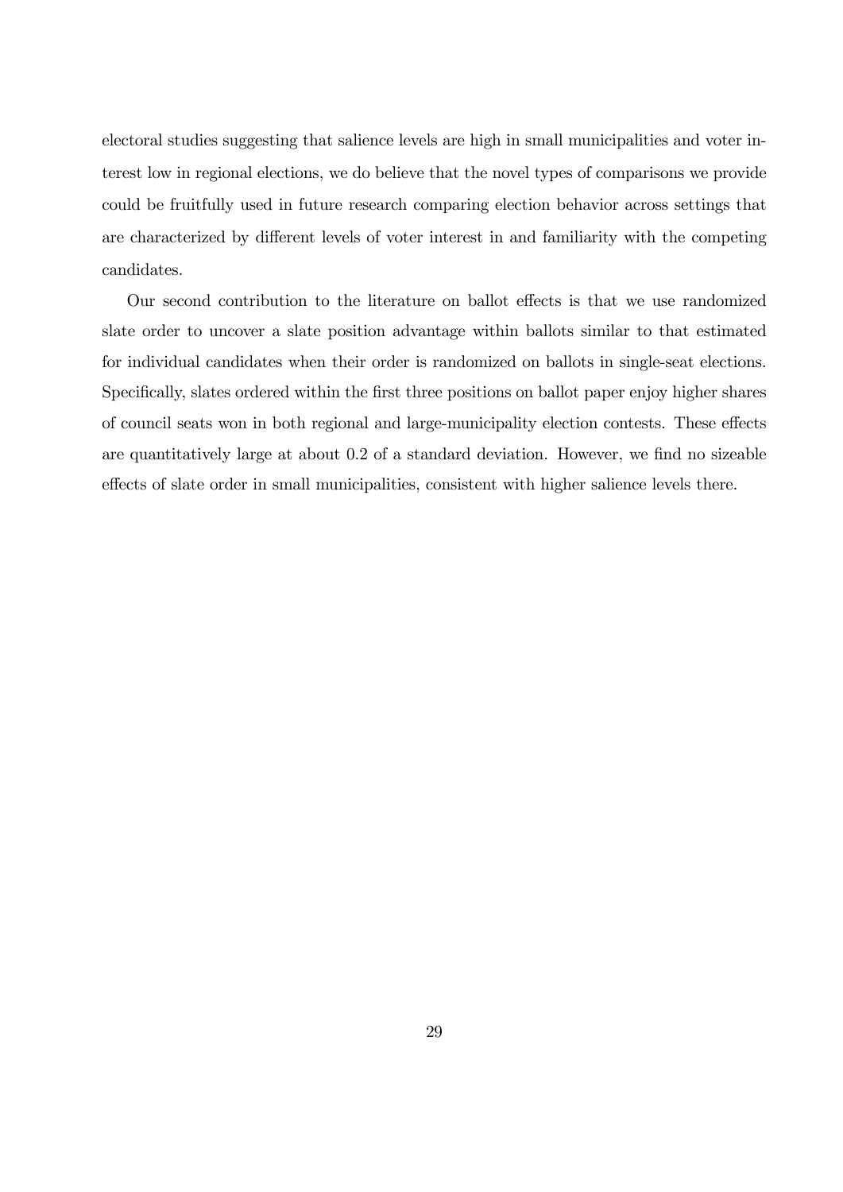electoral studies suggesting that salience levels are high in small municipalities and voter interest low in regional elections, we do believe that the novel types of comparisons we provide could be fruitfully used in future research comparing election behavior across settings that are characterized by different levels of voter interest in and familiarity with the competing candidates.

Our second contribution to the literature on ballot effects is that we use randomized slate order to uncover a slate position advantage within ballots similar to that estimated for individual candidates when their order is randomized on ballots in single-seat elections. Specifically, slates ordered within the first three positions on ballot paper enjoy higher shares of council seats won in both regional and large-municipality election contests. These effects are quantitatively large at about 0.2 of a standard deviation. However, we find no sizeable effects of slate order in small municipalities, consistent with higher salience levels there.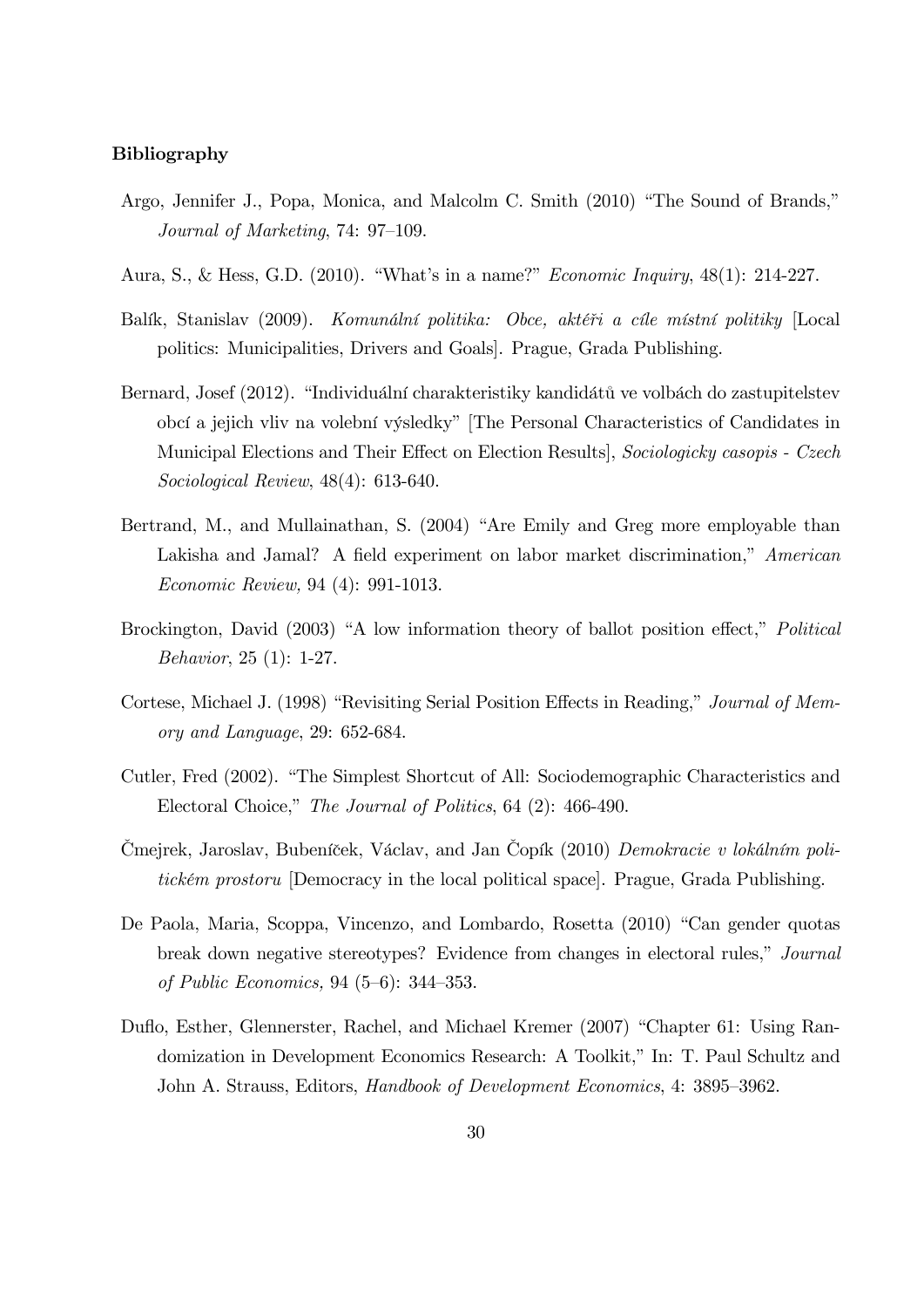**Bibliography**

Argo, Jennifer J., Popa, Monica, and Malcolm C. Smith (2010) "The Sound of Brands," *Journal of Marketing*, 74: 97–109.

Aura, S., & Hess, G.D. (2010). "What's in a name?" *Economic Inquiry*, 48(1): 214-227.

Balík, Stanislav (2009). *Komunální politika: Obce, aktéři a cíle místní politiky* [Local politics: Municipalities, Drivers and Goals]. Prague, Grada Publishing.

Bernard, Josef (2012). "Individuální charakteristiky kandidátů ve volbách do zastupitelstev obcí a jejich vliv na volební výsledky" [The Personal Characteristics of Candidates in Municipal Elections and Their Effect on Election Results], *Sociologicky casopis - Czech Sociological Review*, 48(4): 613-640.

Bertrand, M., and Mullainathan, S. (2004) "Are Emily and Greg more employable than Lakisha and Jamal? A field experiment on labor market discrimination," *American Economic Review,* 94 (4): 991-1013.

Brockington, David (2003) "A low information theory of ballot position effect," *Political Behavior*, 25 (1): 1-27.

Cortese, Michael J. (1998) "Revisiting Serial Position Effects in Reading," *Journal of Memory and Language*, 29: 652-684.

Cutler, Fred (2002). "The Simplest Shortcut of All: Sociodemographic Characteristics and Electoral Choice," *The Journal of Politics*, 64 (2): 466-490.

Čmejrek, Jaroslav, Bubeníček, Václav, and Jan Čopík (2010) *Demokracie v lokálním politickém prostoru* [Democracy in the local political space]. Prague, Grada Publishing.

De Paola, Maria, Scoppa, Vincenzo, and Lombardo, Rosetta (2010) "Can gender quotas break down negative stereotypes? Evidence from changes in electoral rules," *Journal of Public Economics,* 94 (5–6): 344–353.

Duflo, Esther, Glennerster, Rachel, and Michael Kremer (2007) "Chapter 61: Using Randomization in Development Economics Research: A Toolkit," In: T. Paul Schultz and John A. Strauss, Editors, *Handbook of Development Economics*, 4: 3895–3962.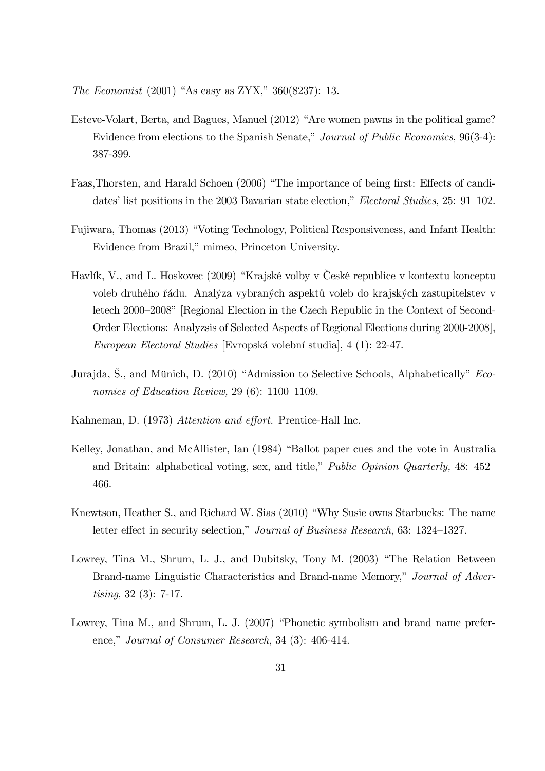*The Economist* (2001) "As easy as ZYX," 360(8237): 13.

Esteve-Volart, Berta, and Bagues, Manuel (2012) "Are women pawns in the political game? Evidence from elections to the Spanish Senate," *Journal of Public Economics*, 96(3-4): 387-399.

Faas,Thorsten, and Harald Schoen (2006) "The importance of being first: Effects of candidates' list positions in the 2003 Bavarian state election," *Electoral Studies*, 25: 91–102.

Fujiwara, Thomas (2013) "Voting Technology, Political Responsiveness, and Infant Health: Evidence from Brazil," mimeo, Princeton University.

Havlík, V., and L. Hoskovec (2009) "Krajské volby v České republice v kontextu konceptu voleb druhého řádu. Analýza vybraných aspektů voleb do krajských zastupitelstev v letech 2000–2008" [Regional Election in the Czech Republic in the Context of Second-Order Elections: Analyzsis of Selected Aspects of Regional Elections during 2000-2008], *European Electoral Studies* [Evropská volební studia], 4 (1): 22-47.

Jurajda, Š., and Münich, D. (2010) "Admission to Selective Schools, Alphabetically" *Economics of Education Review,* 29 (6): 1100–1109.

Kahneman, D. (1973) *Attention and effort.* Prentice-Hall Inc.

Kelley, Jonathan, and McAllister, Ian (1984) "Ballot paper cues and the vote in Australia and Britain: alphabetical voting, sex, and title," *Public Opinion Quarterly,* 48: 452–466.

Knewtson, Heather S., and Richard W. Sias (2010) "Why Susie owns Starbucks: The name letter effect in security selection," *Journal of Business Research*, 63: 1324–1327.

Lowrey, Tina M., Shrum, L. J., and Dubitsky, Tony M. (2003) "The Relation Between Brand-name Linguistic Characteristics and Brand-name Memory," *Journal of Advertising*, 32 (3): 7-17.

Lowrey, Tina M., and Shrum, L. J. (2007) "Phonetic symbolism and brand name preference," *Journal of Consumer Research*, 34 (3): 406-414.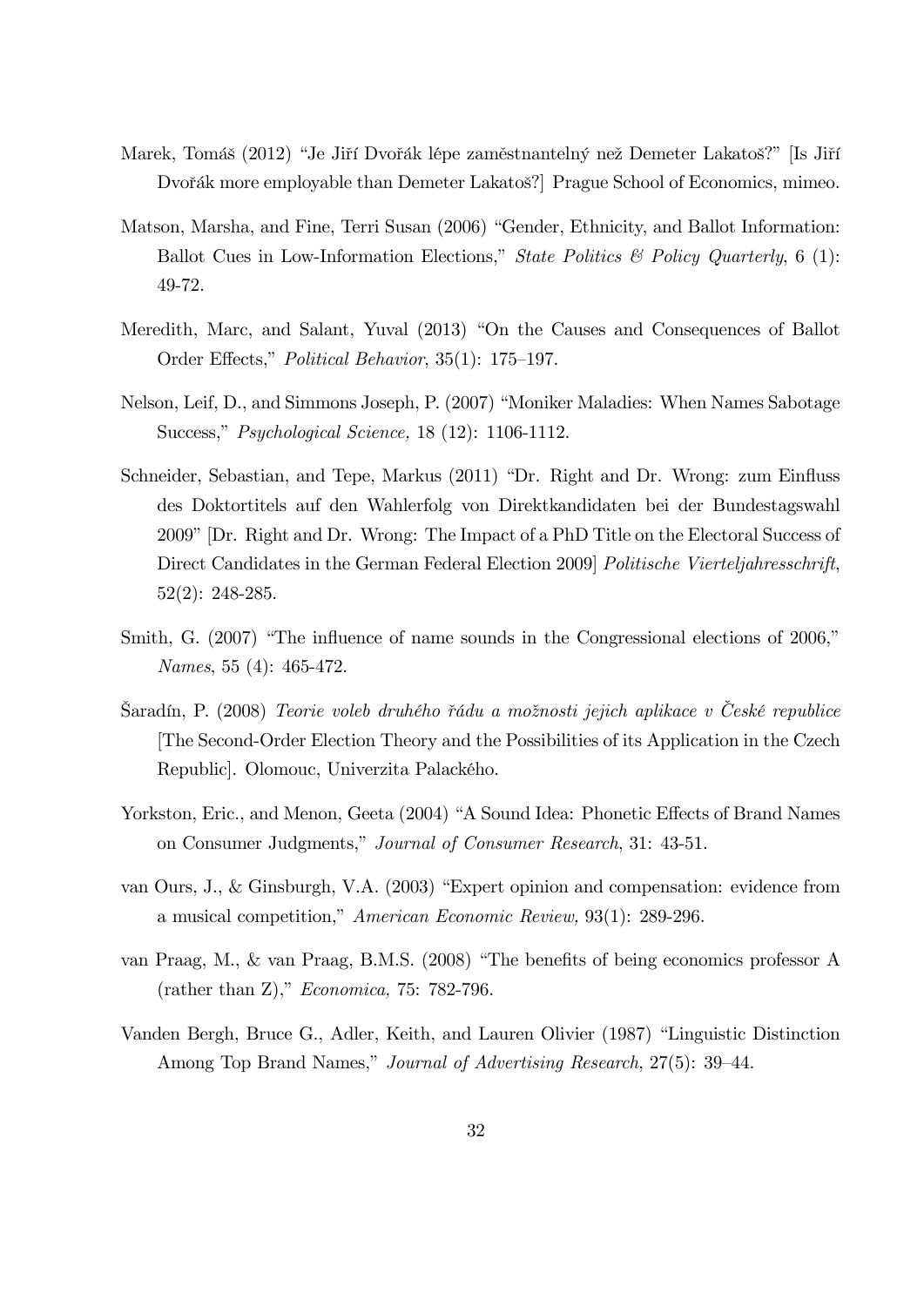Marek, Tomáš (2012) "Je Jiří Dvořák lépe zaměstnantelný než Demeter Lakatoš?" [Is Jiří Dvořák more employable than Demeter Lakatoš?] Prague School of Economics, mimeo.

Matson, Marsha, and Fine, Terri Susan (2006) "Gender, Ethnicity, and Ballot Information: Ballot Cues in Low-Information Elections," *State Politics & Policy Quarterly*, 6 (1): 49-72.

Meredith, Marc, and Salant, Yuval (2013) "On the Causes and Consequences of Ballot Order Effects," *Political Behavior*, 35(1): 175–197.

Nelson, Leif, D., and Simmons Joseph, P. (2007) "Moniker Maladies: When Names Sabotage Success," *Psychological Science,* 18 (12): 1106-1112.

Schneider, Sebastian, and Tepe, Markus (2011) "Dr. Right and Dr. Wrong: zum Einfluss des Doktortitels auf den Wahlerfolg von Direktkandidaten bei der Bundestagswahl 2009" [Dr. Right and Dr. Wrong: The Impact of a PhD Title on the Electoral Success of Direct Candidates in the German Federal Election 2009] *Politische Vierteljahresschrift*, 52(2): 248-285.

Smith, G. (2007) "The influence of name sounds in the Congressional elections of 2006," *Names*, 55 (4): 465-472.

Šaradín, P. (2008) *Teorie voleb druhého řádu a možnosti jejich aplikace v České republice* [The Second-Order Election Theory and the Possibilities of its Application in the Czech Republic]. Olomouc, Univerzita Palackého.

Yorkston, Eric., and Menon, Geeta (2004) "A Sound Idea: Phonetic Effects of Brand Names on Consumer Judgments," *Journal of Consumer Research*, 31: 43-51.

van Ours, J., & Ginsburgh, V.A. (2003) "Expert opinion and compensation: evidence from a musical competition," *American Economic Review,* 93(1): 289-296.

van Praag, M., & van Praag, B.M.S. (2008) "The benefits of being economics professor A (rather than Z)," *Economica,* 75: 782-796.

Vanden Bergh, Bruce G., Adler, Keith, and Lauren Olivier (1987) "Linguistic Distinction Among Top Brand Names," *Journal of Advertising Research*, 27(5): 39–44.